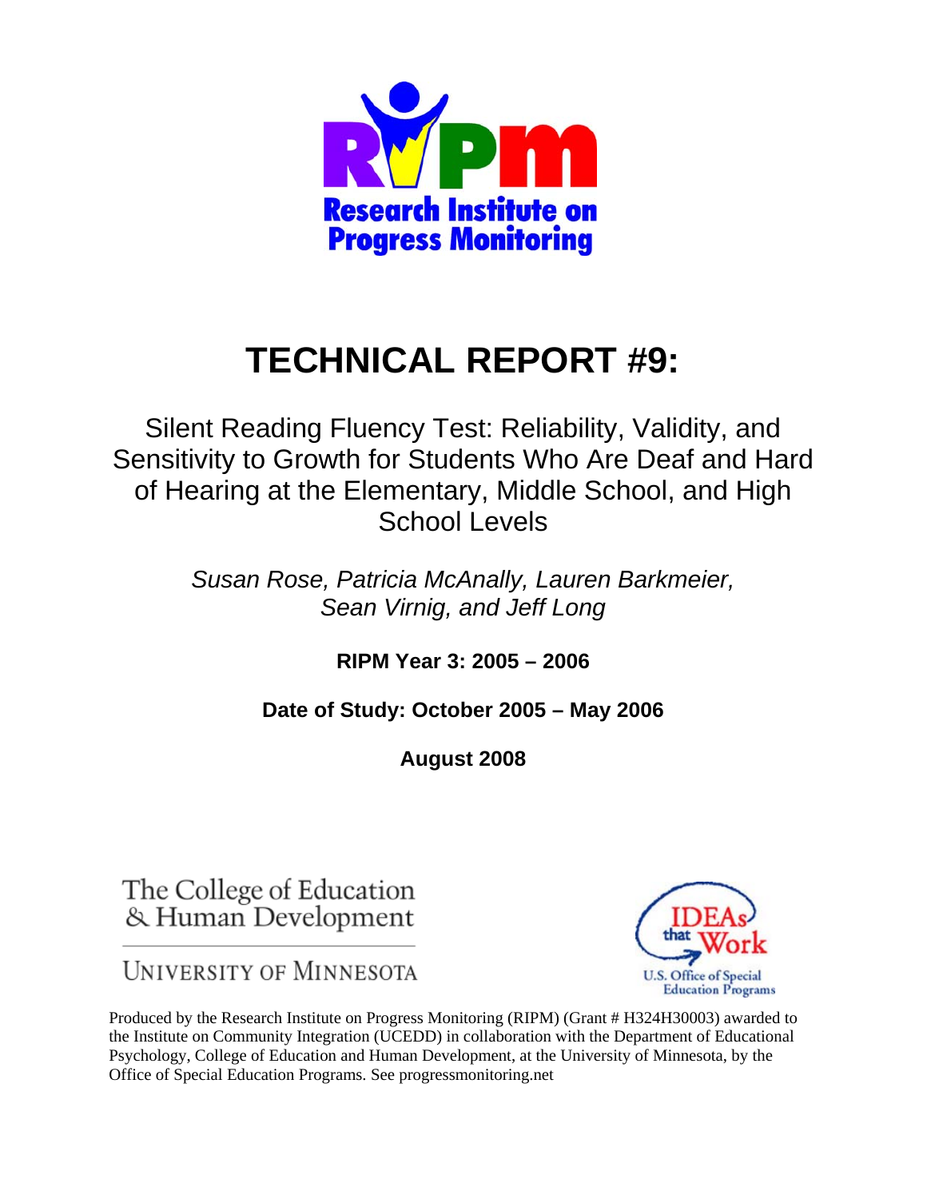RIPM

Research Institute on Progress Monitoring

# TECHNICAL REPORT #9:

## Silent Reading Fluency Test: Reliability, Validity, and Sensitivity to Growth for Students Who Are Deaf and Hard of Hearing at the Elementary, Middle School, and High School Levels

*Susan Rose, Patricia McAnally, Lauren Barkmeier, Sean Virnig, and Jeff Long*

**RIPM Year 3: 2005 – 2006**

**Date of Study: October 2005 – May 2006**

**August 2008**

The College of Education & Human Development

UNIVERSITY OF MINNESOTA

IDEAs that Work

U.S. Office of Special Education Programs

Produced by the Research Institute on Progress Monitoring (RIPM) (Grant # H324H30003) awarded to the Institute on Community Integration (UCEDD) in collaboration with the Department of Educational Psychology, College of Education and Human Development, at the University of Minnesota, by the Office of Special Education Programs. See progressmonitoring.net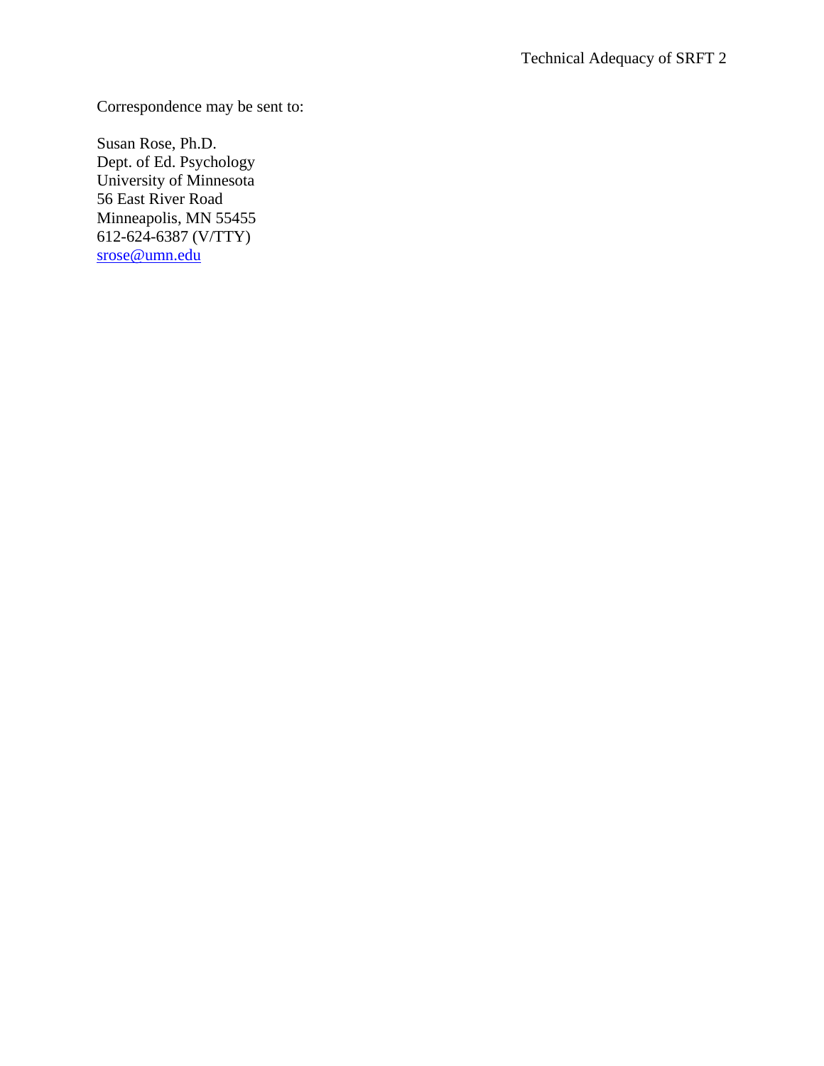Correspondence may be sent to:

Susan Rose, Ph.D.
Dept. of Ed. Psychology
University of Minnesota
56 East River Road
Minneapolis, MN 55455
612-624-6387 (V/TTY)
srose@umn.edu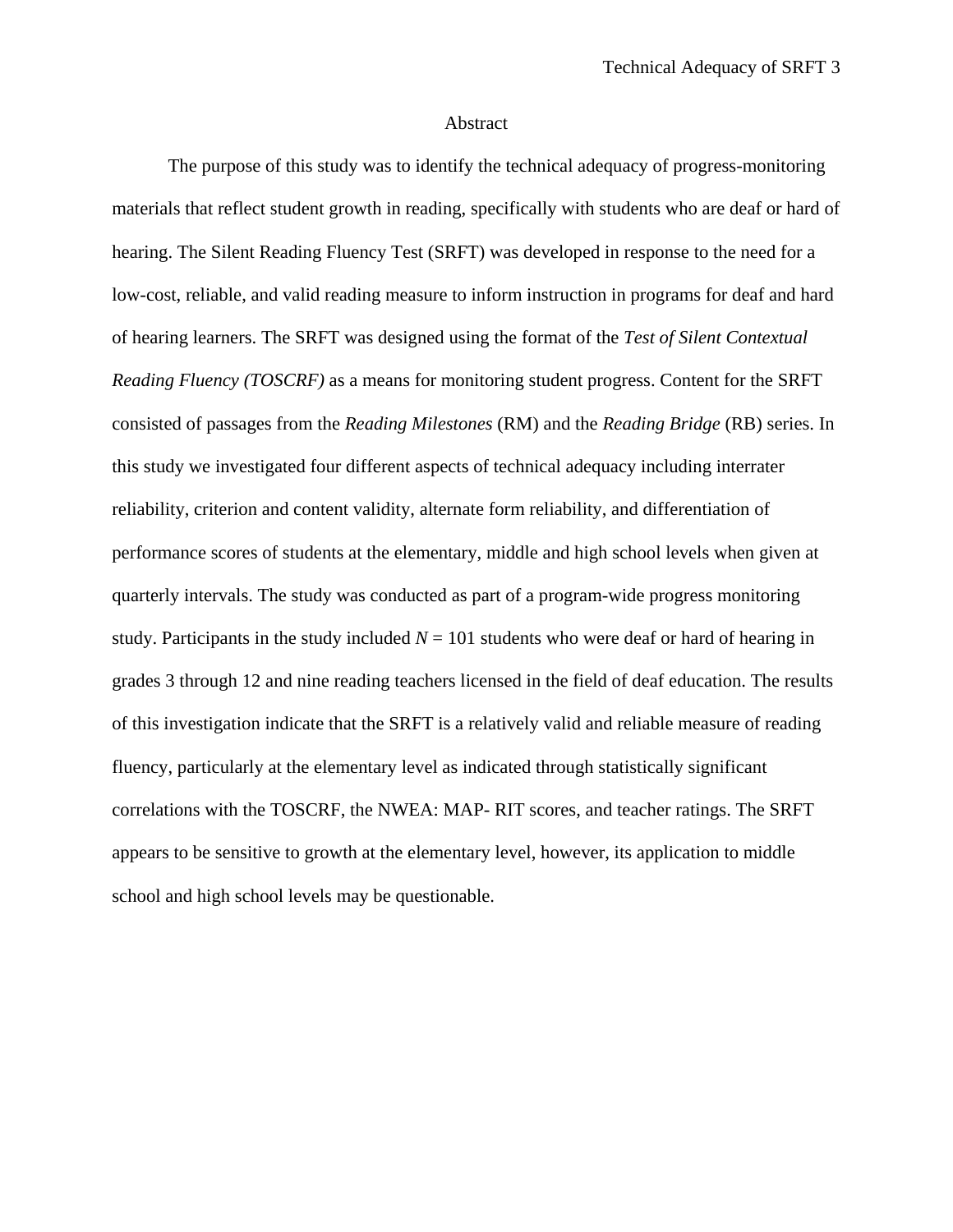# Abstract

The purpose of this study was to identify the technical adequacy of progress-monitoring materials that reflect student growth in reading, specifically with students who are deaf or hard of hearing. The Silent Reading Fluency Test (SRFT) was developed in response to the need for a low-cost, reliable, and valid reading measure to inform instruction in programs for deaf and hard of hearing learners. The SRFT was designed using the format of the *Test of Silent Contextual Reading Fluency (TOSCRF)* as a means for monitoring student progress. Content for the SRFT consisted of passages from the *Reading Milestones* (RM) and the *Reading Bridge* (RB) series. In this study we investigated four different aspects of technical adequacy including interrater reliability, criterion and content validity, alternate form reliability, and differentiation of performance scores of students at the elementary, middle and high school levels when given at quarterly intervals. The study was conducted as part of a program-wide progress monitoring study. Participants in the study included $N$ = 101 students who were deaf or hard of hearing in grades 3 through 12 and nine reading teachers licensed in the field of deaf education. The results of this investigation indicate that the SRFT is a relatively valid and reliable measure of reading fluency, particularly at the elementary level as indicated through statistically significant correlations with the TOSCRF, the NWEA: MAP- RIT scores, and teacher ratings. The SRFT appears to be sensitive to growth at the elementary level, however, its application to middle school and high school levels may be questionable.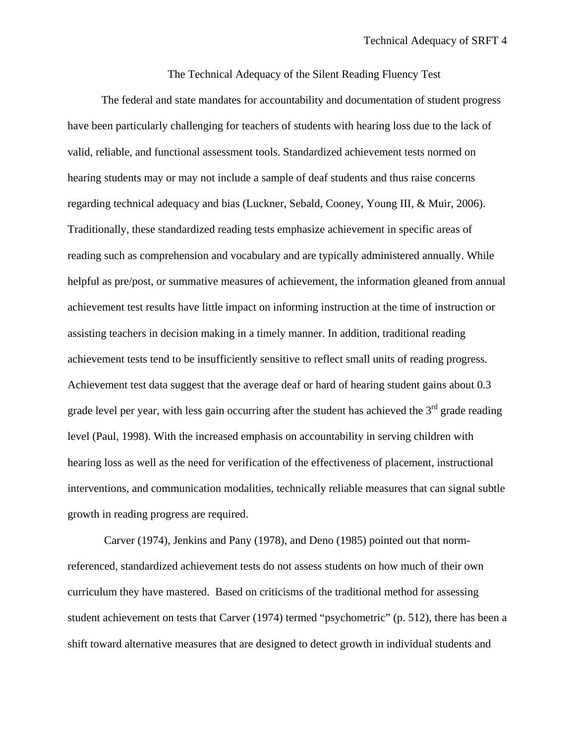# The Technical Adequacy of the Silent Reading Fluency Test

The federal and state mandates for accountability and documentation of student progress have been particularly challenging for teachers of students with hearing loss due to the lack of valid, reliable, and functional assessment tools. Standardized achievement tests normed on hearing students may or may not include a sample of deaf students and thus raise concerns regarding technical adequacy and bias (Luckner, Sebald, Cooney, Young III, & Muir, 2006). Traditionally, these standardized reading tests emphasize achievement in specific areas of reading such as comprehension and vocabulary and are typically administered annually. While helpful as pre/post, or summative measures of achievement, the information gleaned from annual achievement test results have little impact on informing instruction at the time of instruction or assisting teachers in decision making in a timely manner. In addition, traditional reading achievement tests tend to be insufficiently sensitive to reflect small units of reading progress. Achievement test data suggest that the average deaf or hard of hearing student gains about 0.3 grade level per year, with less gain occurring after the student has achieved the 3rd grade reading level (Paul, 1998). With the increased emphasis on accountability in serving children with hearing loss as well as the need for verification of the effectiveness of placement, instructional interventions, and communication modalities, technically reliable measures that can signal subtle growth in reading progress are required.

Carver (1974), Jenkins and Pany (1978), and Deno (1985) pointed out that norm-referenced, standardized achievement tests do not assess students on how much of their own curriculum they have mastered. Based on criticisms of the traditional method for assessing student achievement on tests that Carver (1974) termed "psychometric" (p. 512), there has been a shift toward alternative measures that are designed to detect growth in individual students and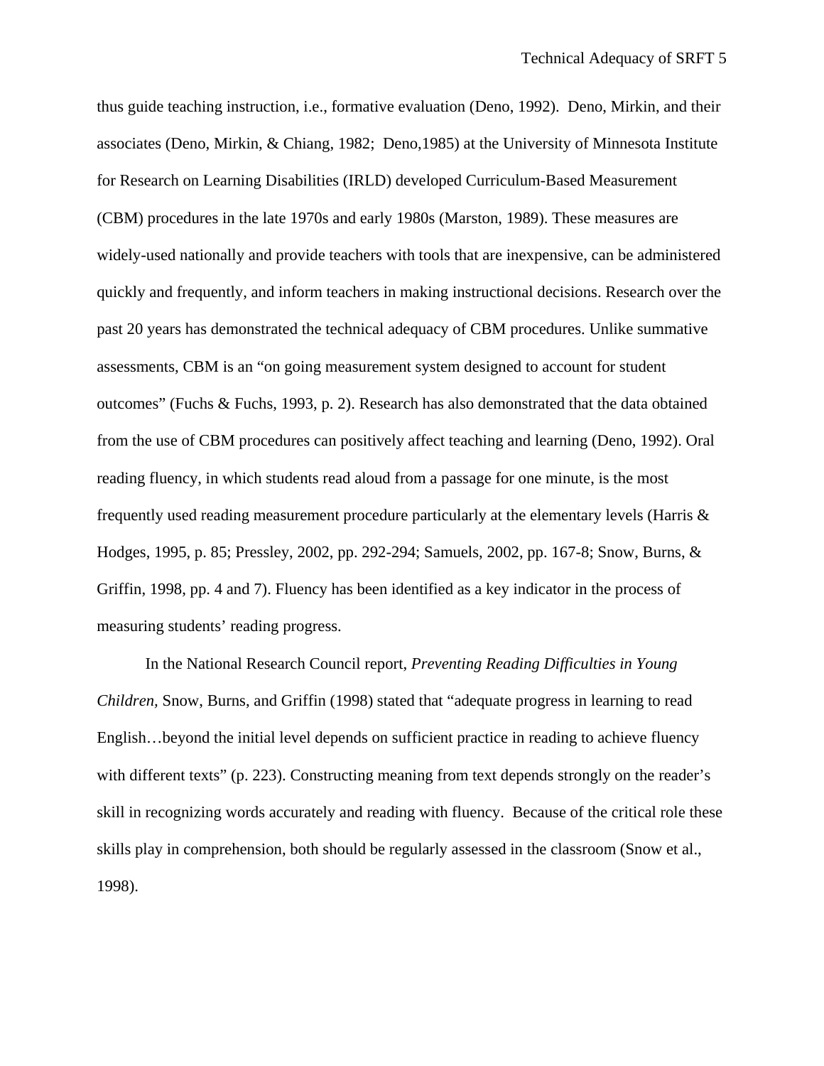thus guide teaching instruction, i.e., formative evaluation (Deno, 1992). Deno, Mirkin, and their associates (Deno, Mirkin, & Chiang, 1982; Deno,1985) at the University of Minnesota Institute for Research on Learning Disabilities (IRLD) developed Curriculum-Based Measurement (CBM) procedures in the late 1970s and early 1980s (Marston, 1989). These measures are widely-used nationally and provide teachers with tools that are inexpensive, can be administered quickly and frequently, and inform teachers in making instructional decisions. Research over the past 20 years has demonstrated the technical adequacy of CBM procedures. Unlike summative assessments, CBM is an "on going measurement system designed to account for student outcomes" (Fuchs & Fuchs, 1993, p. 2). Research has also demonstrated that the data obtained from the use of CBM procedures can positively affect teaching and learning (Deno, 1992). Oral reading fluency, in which students read aloud from a passage for one minute, is the most frequently used reading measurement procedure particularly at the elementary levels (Harris & Hodges, 1995, p. 85; Pressley, 2002, pp. 292-294; Samuels, 2002, pp. 167-8; Snow, Burns, & Griffin, 1998, pp. 4 and 7). Fluency has been identified as a key indicator in the process of measuring students' reading progress.

In the National Research Council report, *Preventing Reading Difficulties in Young Children,* Snow, Burns, and Griffin (1998) stated that "adequate progress in learning to read English…beyond the initial level depends on sufficient practice in reading to achieve fluency with different texts" (p. 223). Constructing meaning from text depends strongly on the reader's skill in recognizing words accurately and reading with fluency. Because of the critical role these skills play in comprehension, both should be regularly assessed in the classroom (Snow et al., 1998).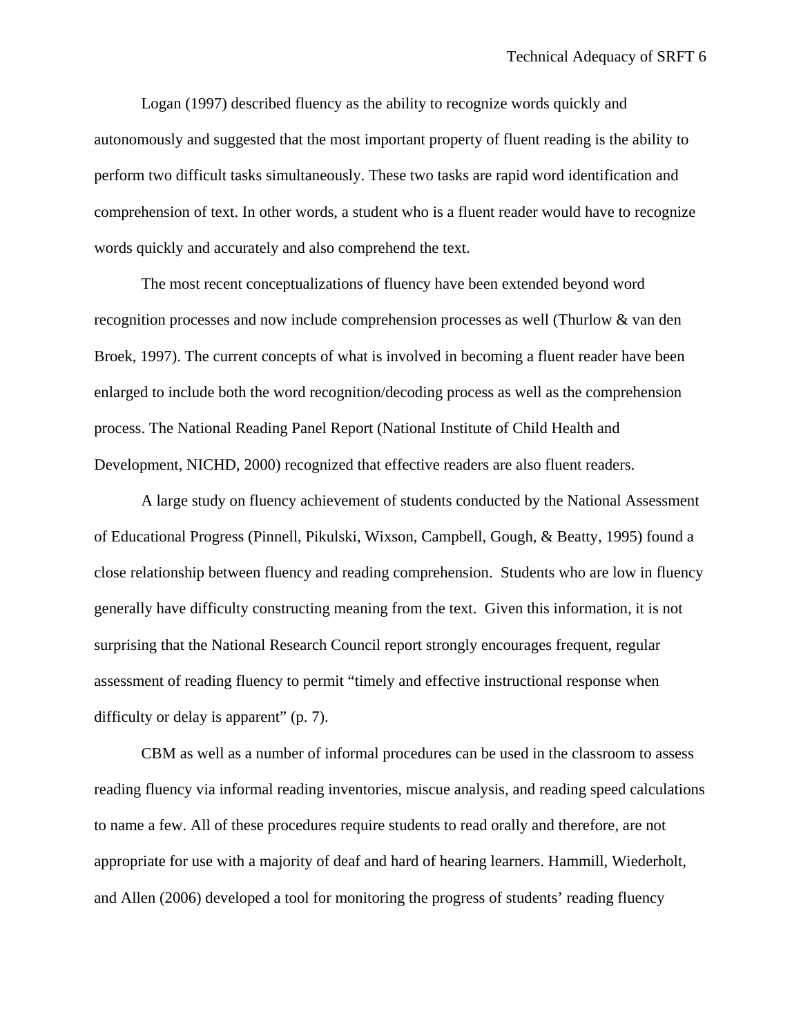Logan (1997) described fluency as the ability to recognize words quickly and autonomously and suggested that the most important property of fluent reading is the ability to perform two difficult tasks simultaneously. These two tasks are rapid word identification and comprehension of text. In other words, a student who is a fluent reader would have to recognize words quickly and accurately and also comprehend the text.

The most recent conceptualizations of fluency have been extended beyond word recognition processes and now include comprehension processes as well (Thurlow & van den Broek, 1997). The current concepts of what is involved in becoming a fluent reader have been enlarged to include both the word recognition/decoding process as well as the comprehension process. The National Reading Panel Report (National Institute of Child Health and Development, NICHD, 2000) recognized that effective readers are also fluent readers.

A large study on fluency achievement of students conducted by the National Assessment of Educational Progress (Pinnell, Pikulski, Wixson, Campbell, Gough, & Beatty, 1995) found a close relationship between fluency and reading comprehension. Students who are low in fluency generally have difficulty constructing meaning from the text. Given this information, it is not surprising that the National Research Council report strongly encourages frequent, regular assessment of reading fluency to permit "timely and effective instructional response when difficulty or delay is apparent" (p. 7).

CBM as well as a number of informal procedures can be used in the classroom to assess reading fluency via informal reading inventories, miscue analysis, and reading speed calculations to name a few. All of these procedures require students to read orally and therefore, are not appropriate for use with a majority of deaf and hard of hearing learners. Hammill, Wiederholt, and Allen (2006) developed a tool for monitoring the progress of students' reading fluency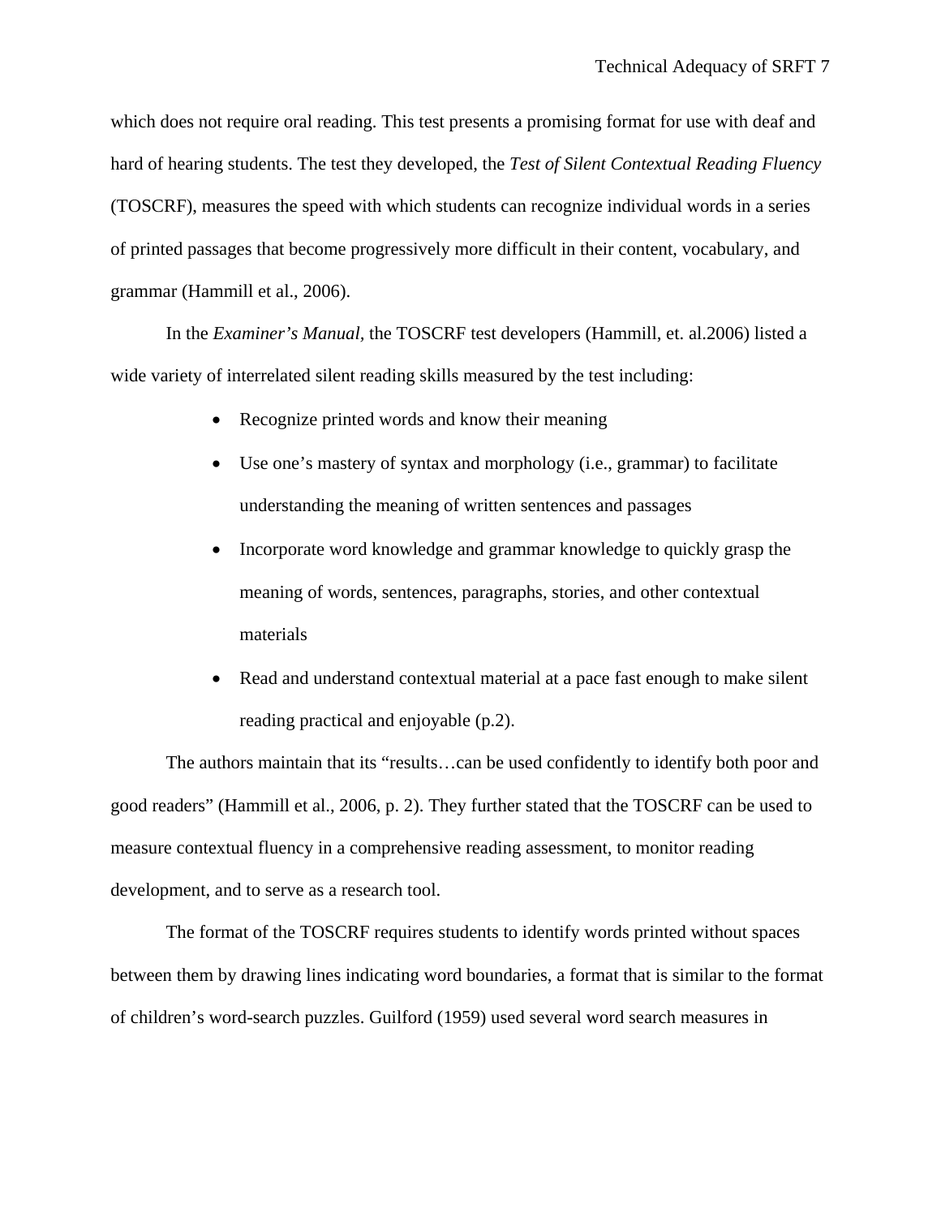which does not require oral reading. This test presents a promising format for use with deaf and hard of hearing students. The test they developed, the *Test of Silent Contextual Reading Fluency* (TOSCRF), measures the speed with which students can recognize individual words in a series of printed passages that become progressively more difficult in their content, vocabulary, and grammar (Hammill et al., 2006).

In the *Examiner's Manual*, the TOSCRF test developers (Hammill, et. al.2006) listed a wide variety of interrelated silent reading skills measured by the test including:

- Recognize printed words and know their meaning
- Use one's mastery of syntax and morphology (i.e., grammar) to facilitate understanding the meaning of written sentences and passages
- Incorporate word knowledge and grammar knowledge to quickly grasp the meaning of words, sentences, paragraphs, stories, and other contextual materials
- Read and understand contextual material at a pace fast enough to make silent reading practical and enjoyable (p.2).

The authors maintain that its "results…can be used confidently to identify both poor and good readers" (Hammill et al., 2006, p. 2). They further stated that the TOSCRF can be used to measure contextual fluency in a comprehensive reading assessment, to monitor reading development, and to serve as a research tool.

The format of the TOSCRF requires students to identify words printed without spaces between them by drawing lines indicating word boundaries, a format that is similar to the format of children's word-search puzzles. Guilford (1959) used several word search measures in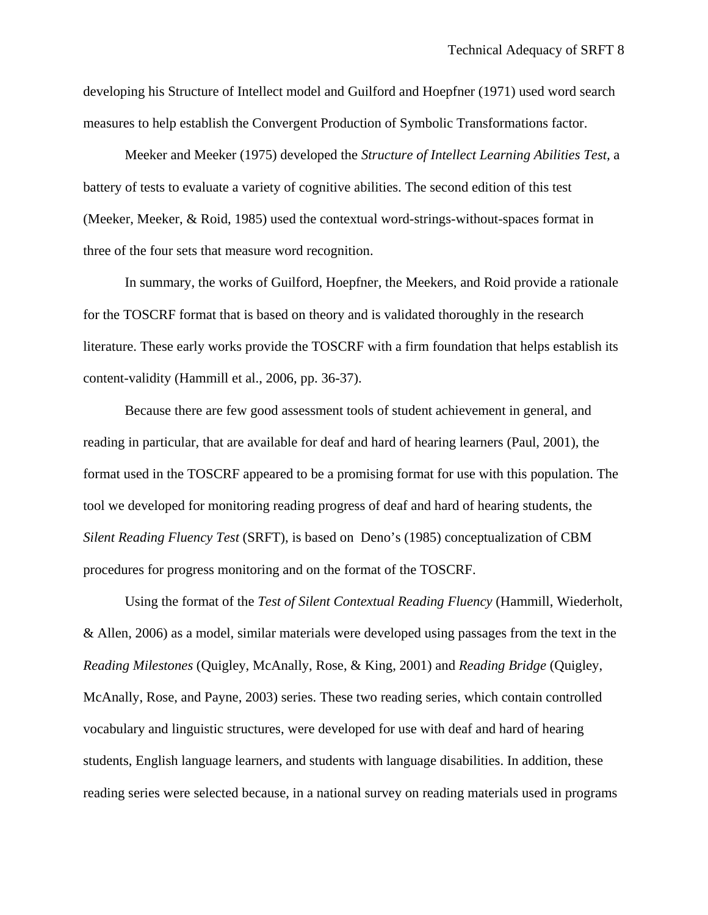developing his Structure of Intellect model and Guilford and Hoepfner (1971) used word search measures to help establish the Convergent Production of Symbolic Transformations factor.

Meeker and Meeker (1975) developed the *Structure of Intellect Learning Abilities Test,* a battery of tests to evaluate a variety of cognitive abilities. The second edition of this test (Meeker, Meeker, & Roid, 1985) used the contextual word-strings-without-spaces format in three of the four sets that measure word recognition.

In summary, the works of Guilford, Hoepfner, the Meekers, and Roid provide a rationale for the TOSCRF format that is based on theory and is validated thoroughly in the research literature. These early works provide the TOSCRF with a firm foundation that helps establish its content-validity (Hammill et al., 2006, pp. 36-37).

Because there are few good assessment tools of student achievement in general, and reading in particular, that are available for deaf and hard of hearing learners (Paul, 2001), the format used in the TOSCRF appeared to be a promising format for use with this population. The tool we developed for monitoring reading progress of deaf and hard of hearing students, the *Silent Reading Fluency Test* (SRFT), is based on Deno's (1985) conceptualization of CBM procedures for progress monitoring and on the format of the TOSCRF.

Using the format of the *Test of Silent Contextual Reading Fluency* (Hammill, Wiederholt, & Allen, 2006) as a model, similar materials were developed using passages from the text in the *Reading Milestones* (Quigley, McAnally, Rose, & King, 2001) and *Reading Bridge* (Quigley, McAnally, Rose, and Payne, 2003) series. These two reading series, which contain controlled vocabulary and linguistic structures, were developed for use with deaf and hard of hearing students, English language learners, and students with language disabilities. In addition, these reading series were selected because, in a national survey on reading materials used in programs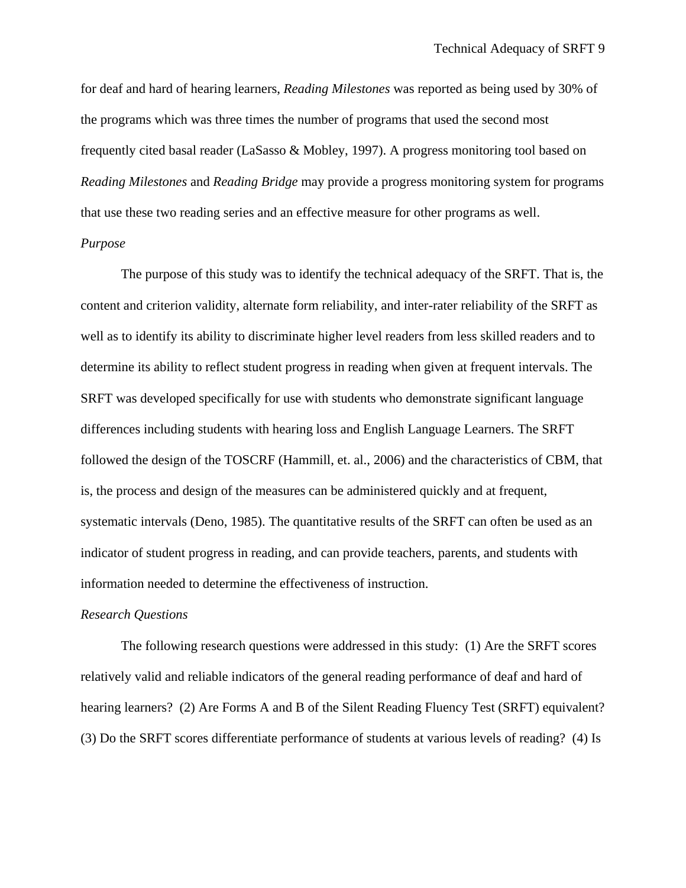for deaf and hard of hearing learners, *Reading Milestones* was reported as being used by 30% of the programs which was three times the number of programs that used the second most frequently cited basal reader (LaSasso & Mobley, 1997). A progress monitoring tool based on *Reading Milestones* and *Reading Bridge* may provide a progress monitoring system for programs that use these two reading series and an effective measure for other programs as well.

*Purpose*

The purpose of this study was to identify the technical adequacy of the SRFT. That is, the content and criterion validity, alternate form reliability, and inter-rater reliability of the SRFT as well as to identify its ability to discriminate higher level readers from less skilled readers and to determine its ability to reflect student progress in reading when given at frequent intervals. The SRFT was developed specifically for use with students who demonstrate significant language differences including students with hearing loss and English Language Learners. The SRFT followed the design of the TOSCRF (Hammill, et. al., 2006) and the characteristics of CBM, that is, the process and design of the measures can be administered quickly and at frequent, systematic intervals (Deno, 1985). The quantitative results of the SRFT can often be used as an indicator of student progress in reading, and can provide teachers, parents, and students with information needed to determine the effectiveness of instruction.

*Research Questions*

The following research questions were addressed in this study: (1) Are the SRFT scores relatively valid and reliable indicators of the general reading performance of deaf and hard of hearing learners? (2) Are Forms A and B of the Silent Reading Fluency Test (SRFT) equivalent? (3) Do the SRFT scores differentiate performance of students at various levels of reading? (4) Is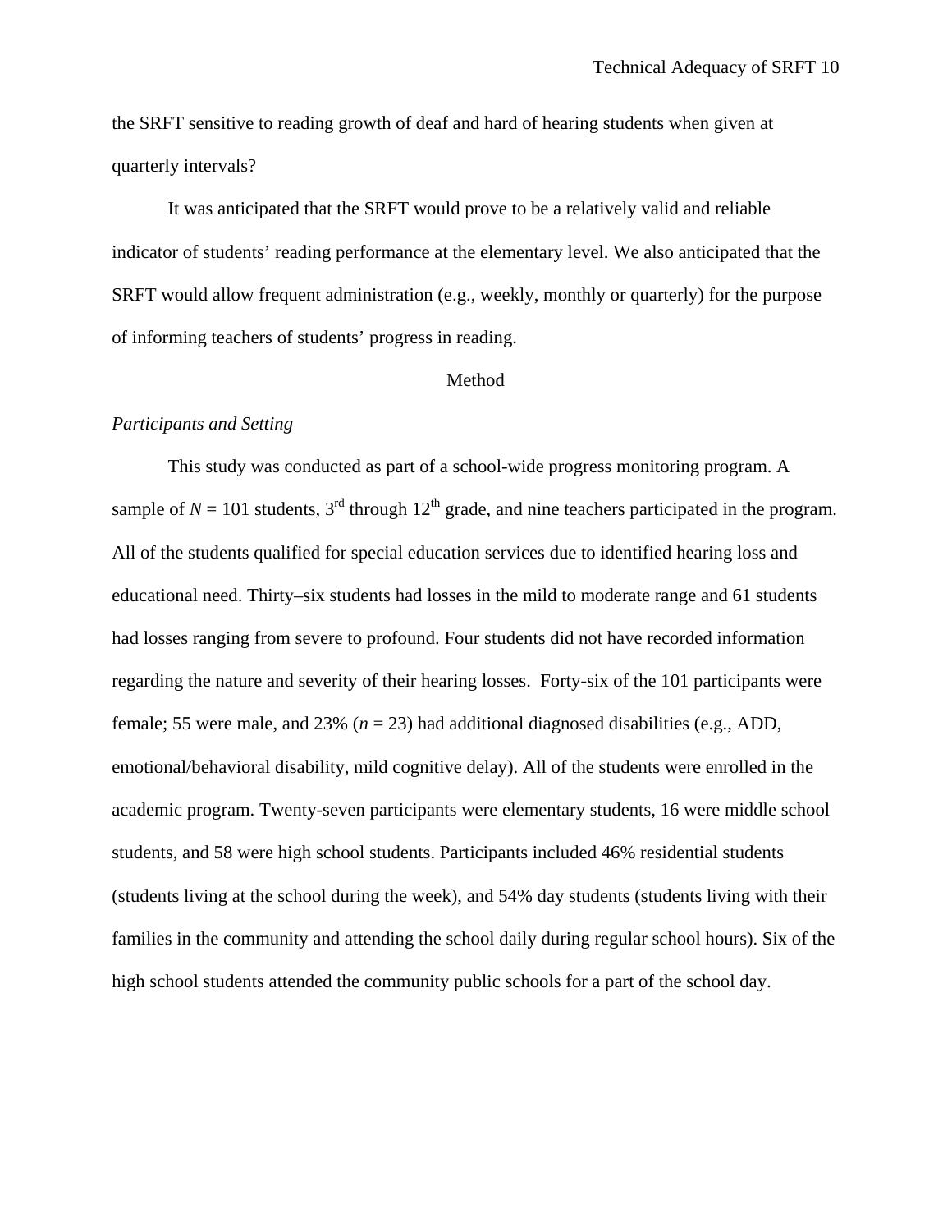the SRFT sensitive to reading growth of deaf and hard of hearing students when given at quarterly intervals?

It was anticipated that the SRFT would prove to be a relatively valid and reliable indicator of students' reading performance at the elementary level. We also anticipated that the SRFT would allow frequent administration (e.g., weekly, monthly or quarterly) for the purpose of informing teachers of students' progress in reading.

# Method

*Participants and Setting*

This study was conducted as part of a school-wide progress monitoring program. A sample of *N* = 101 students, 3rd through 12th grade, and nine teachers participated in the program. All of the students qualified for special education services due to identified hearing loss and educational need. Thirty–six students had losses in the mild to moderate range and 61 students had losses ranging from severe to profound. Four students did not have recorded information regarding the nature and severity of their hearing losses. Forty-six of the 101 participants were female; 55 were male, and 23% (*n* = 23) had additional diagnosed disabilities (e.g., ADD, emotional/behavioral disability, mild cognitive delay). All of the students were enrolled in the academic program. Twenty-seven participants were elementary students, 16 were middle school students, and 58 were high school students. Participants included 46% residential students (students living at the school during the week), and 54% day students (students living with their families in the community and attending the school daily during regular school hours). Six of the high school students attended the community public schools for a part of the school day.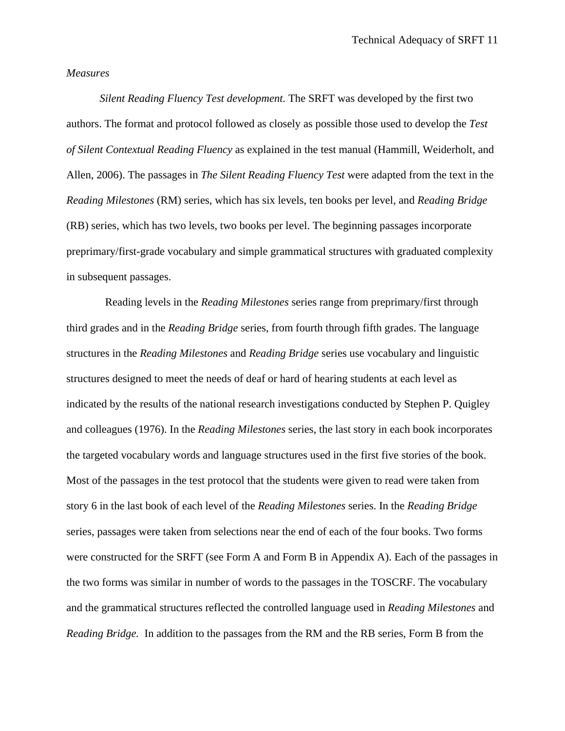*Measures*

*Silent Reading Fluency Test development.* The SRFT was developed by the first two authors. The format and protocol followed as closely as possible those used to develop the *Test of Silent Contextual Reading Fluency* as explained in the test manual (Hammill, Weiderholt, and Allen, 2006). The passages in *The Silent Reading Fluency Test* were adapted from the text in the *Reading Milestones* (RM) series, which has six levels, ten books per level, and *Reading Bridge* (RB) series, which has two levels, two books per level. The beginning passages incorporate preprimary/first-grade vocabulary and simple grammatical structures with graduated complexity in subsequent passages.

Reading levels in the *Reading Milestones* series range from preprimary/first through third grades and in the *Reading Bridge* series, from fourth through fifth grades. The language structures in the *Reading Milestones* and *Reading Bridge* series use vocabulary and linguistic structures designed to meet the needs of deaf or hard of hearing students at each level as indicated by the results of the national research investigations conducted by Stephen P. Quigley and colleagues (1976). In the *Reading Milestones* series, the last story in each book incorporates the targeted vocabulary words and language structures used in the first five stories of the book. Most of the passages in the test protocol that the students were given to read were taken from story 6 in the last book of each level of the *Reading Milestones* series. In the *Reading Bridge* series, passages were taken from selections near the end of each of the four books. Two forms were constructed for the SRFT (see Form A and Form B in Appendix A). Each of the passages in the two forms was similar in number of words to the passages in the TOSCRF. The vocabulary and the grammatical structures reflected the controlled language used in *Reading Milestones* and *Reading Bridge.* In addition to the passages from the RM and the RB series, Form B from the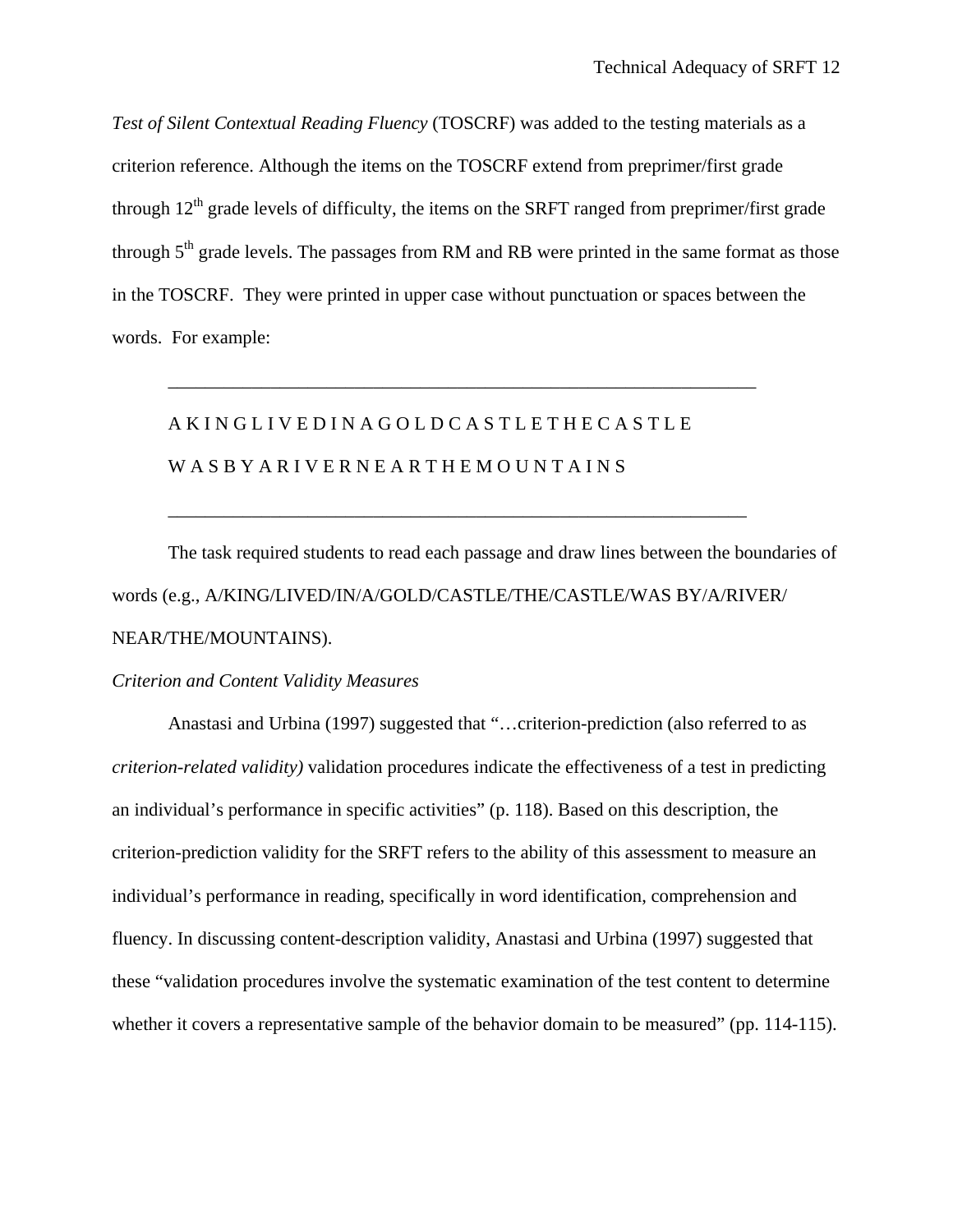*Test of Silent Contextual Reading Fluency* (TOSCRF) was added to the testing materials as a criterion reference. Although the items on the TOSCRF extend from preprimer/first grade through 12th grade levels of difficulty, the items on the SRFT ranged from preprimer/first grade through 5th grade levels. The passages from RM and RB were printed in the same format as those in the TOSCRF. They were printed in upper case without punctuation or spaces between the words. For example:

---

A K I N G L I V E D I N A G O L D C A S T L E T H E C A S T L E

W A S B Y A R I V E R N E A R T H E M O U N T A I N S

---

The task required students to read each passage and draw lines between the boundaries of words (e.g., A/KING/LIVED/IN/A/GOLD/CASTLE/THE/CASTLE/WAS BY/A/RIVER/NEAR/THE/MOUNTAINS).

*Criterion and Content Validity Measures*

Anastasi and Urbina (1997) suggested that "…criterion-prediction (also referred to as *criterion-related validity)* validation procedures indicate the effectiveness of a test in predicting an individual's performance in specific activities" (p. 118). Based on this description, the criterion-prediction validity for the SRFT refers to the ability of this assessment to measure an individual's performance in reading, specifically in word identification, comprehension and fluency. In discussing content-description validity, Anastasi and Urbina (1997) suggested that these "validation procedures involve the systematic examination of the test content to determine whether it covers a representative sample of the behavior domain to be measured" (pp. 114-115).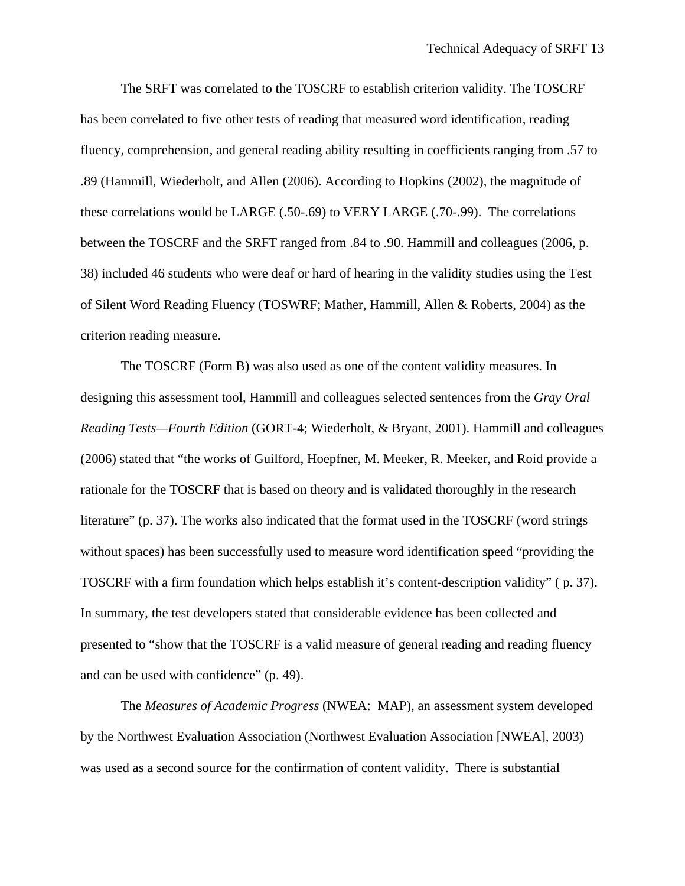The SRFT was correlated to the TOSCRF to establish criterion validity. The TOSCRF has been correlated to five other tests of reading that measured word identification, reading fluency, comprehension, and general reading ability resulting in coefficients ranging from .57 to .89 (Hammill, Wiederholt, and Allen (2006). According to Hopkins (2002), the magnitude of these correlations would be LARGE (.50-.69) to VERY LARGE (.70-.99). The correlations between the TOSCRF and the SRFT ranged from .84 to .90. Hammill and colleagues (2006, p. 38) included 46 students who were deaf or hard of hearing in the validity studies using the Test of Silent Word Reading Fluency (TOSWRF; Mather, Hammill, Allen & Roberts, 2004) as the criterion reading measure.

The TOSCRF (Form B) was also used as one of the content validity measures. In designing this assessment tool, Hammill and colleagues selected sentences from the *Gray Oral Reading Tests—Fourth Edition* (GORT-4; Wiederholt, & Bryant, 2001). Hammill and colleagues (2006) stated that "the works of Guilford, Hoepfner, M. Meeker, R. Meeker, and Roid provide a rationale for the TOSCRF that is based on theory and is validated thoroughly in the research literature" (p. 37). The works also indicated that the format used in the TOSCRF (word strings without spaces) has been successfully used to measure word identification speed "providing the TOSCRF with a firm foundation which helps establish it's content-description validity" ( p. 37). In summary, the test developers stated that considerable evidence has been collected and presented to "show that the TOSCRF is a valid measure of general reading and reading fluency and can be used with confidence" (p. 49).

The *Measures of Academic Progress* (NWEA: MAP), an assessment system developed by the Northwest Evaluation Association (Northwest Evaluation Association [NWEA], 2003) was used as a second source for the confirmation of content validity. There is substantial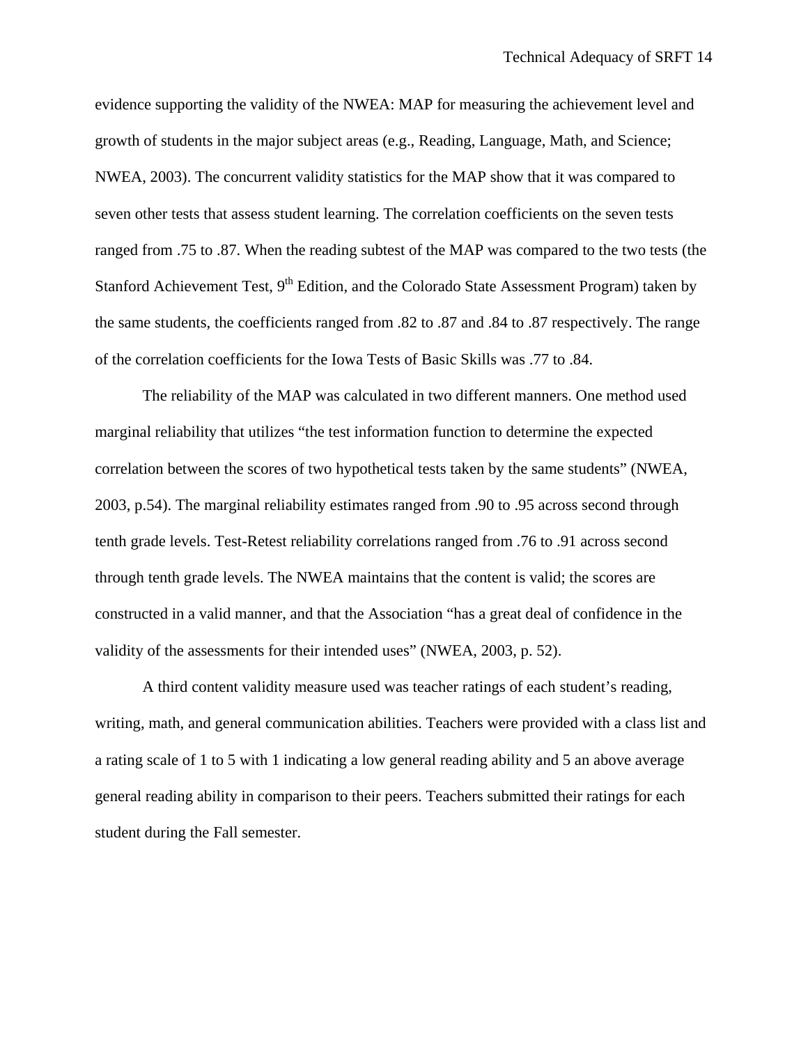evidence supporting the validity of the NWEA: MAP for measuring the achievement level and growth of students in the major subject areas (e.g., Reading, Language, Math, and Science; NWEA, 2003). The concurrent validity statistics for the MAP show that it was compared to seven other tests that assess student learning. The correlation coefficients on the seven tests ranged from .75 to .87. When the reading subtest of the MAP was compared to the two tests (the Stanford Achievement Test, 9th Edition, and the Colorado State Assessment Program) taken by the same students, the coefficients ranged from .82 to .87 and .84 to .87 respectively. The range of the correlation coefficients for the Iowa Tests of Basic Skills was .77 to .84.

The reliability of the MAP was calculated in two different manners. One method used marginal reliability that utilizes "the test information function to determine the expected correlation between the scores of two hypothetical tests taken by the same students" (NWEA, 2003, p.54). The marginal reliability estimates ranged from .90 to .95 across second through tenth grade levels. Test-Retest reliability correlations ranged from .76 to .91 across second through tenth grade levels. The NWEA maintains that the content is valid; the scores are constructed in a valid manner, and that the Association "has a great deal of confidence in the validity of the assessments for their intended uses" (NWEA, 2003, p. 52).

A third content validity measure used was teacher ratings of each student's reading, writing, math, and general communication abilities. Teachers were provided with a class list and a rating scale of 1 to 5 with 1 indicating a low general reading ability and 5 an above average general reading ability in comparison to their peers. Teachers submitted their ratings for each student during the Fall semester.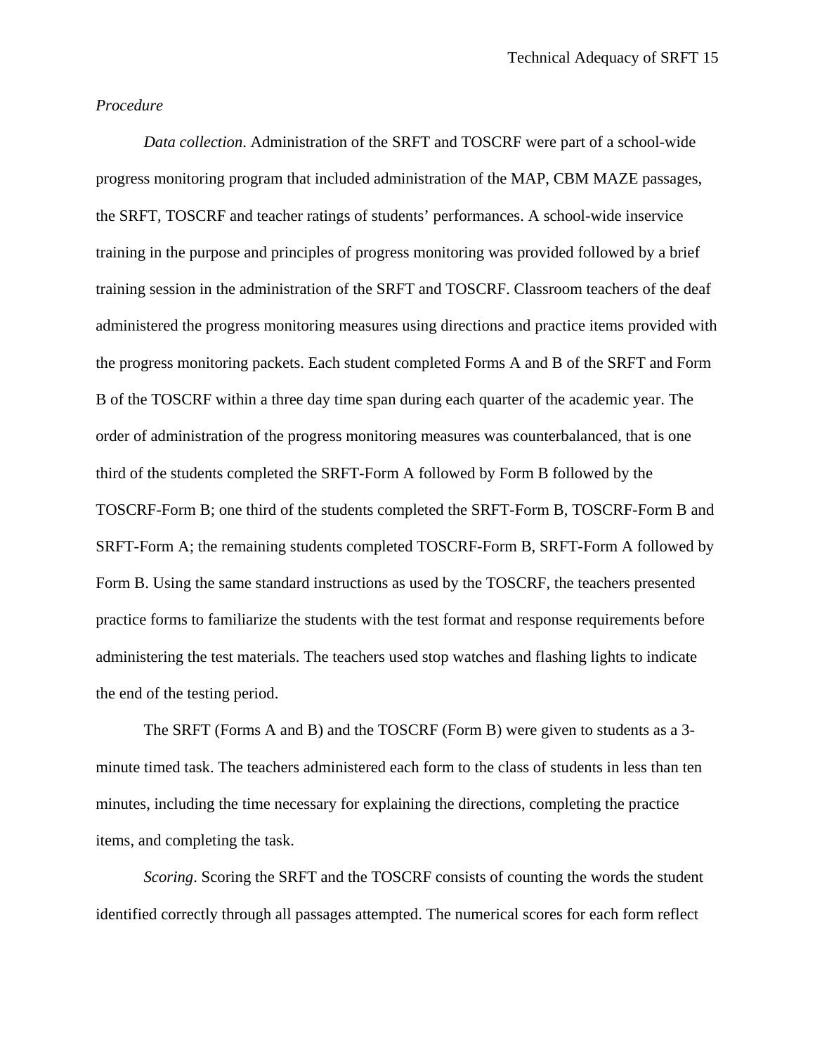*Procedure*

*Data collection*. Administration of the SRFT and TOSCRF were part of a school-wide progress monitoring program that included administration of the MAP, CBM MAZE passages, the SRFT, TOSCRF and teacher ratings of students' performances. A school-wide inservice training in the purpose and principles of progress monitoring was provided followed by a brief training session in the administration of the SRFT and TOSCRF. Classroom teachers of the deaf administered the progress monitoring measures using directions and practice items provided with the progress monitoring packets. Each student completed Forms A and B of the SRFT and Form B of the TOSCRF within a three day time span during each quarter of the academic year. The order of administration of the progress monitoring measures was counterbalanced, that is one third of the students completed the SRFT-Form A followed by Form B followed by the TOSCRF-Form B; one third of the students completed the SRFT-Form B, TOSCRF-Form B and SRFT-Form A; the remaining students completed TOSCRF-Form B, SRFT-Form A followed by Form B. Using the same standard instructions as used by the TOSCRF, the teachers presented practice forms to familiarize the students with the test format and response requirements before administering the test materials. The teachers used stop watches and flashing lights to indicate the end of the testing period.

The SRFT (Forms A and B) and the TOSCRF (Form B) were given to students as a 3-minute timed task. The teachers administered each form to the class of students in less than ten minutes, including the time necessary for explaining the directions, completing the practice items, and completing the task.

*Scoring*. Scoring the SRFT and the TOSCRF consists of counting the words the student identified correctly through all passages attempted. The numerical scores for each form reflect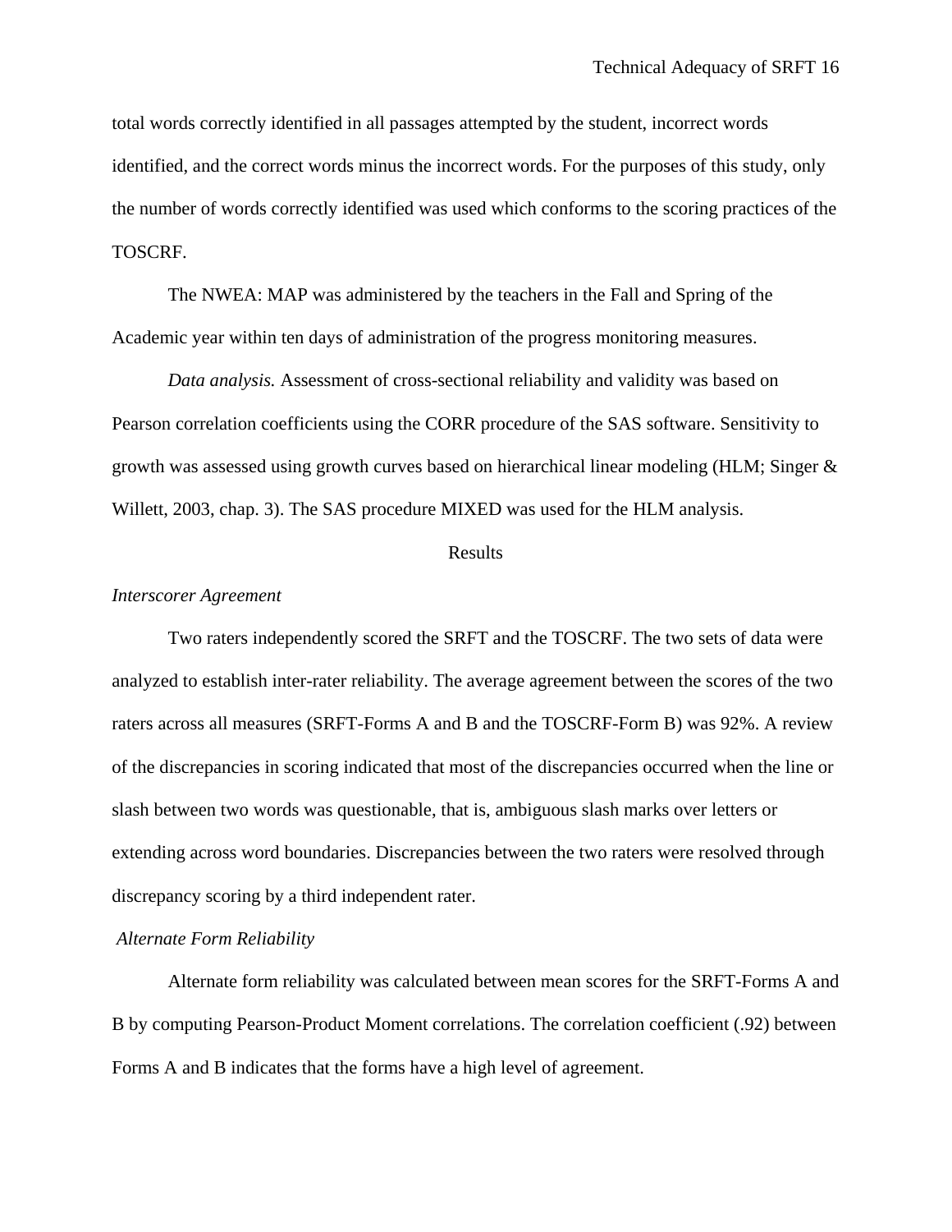total words correctly identified in all passages attempted by the student, incorrect words identified, and the correct words minus the incorrect words. For the purposes of this study, only the number of words correctly identified was used which conforms to the scoring practices of the TOSCRF.

The NWEA: MAP was administered by the teachers in the Fall and Spring of the Academic year within ten days of administration of the progress monitoring measures.

*Data analysis.* Assessment of cross-sectional reliability and validity was based on Pearson correlation coefficients using the CORR procedure of the SAS software. Sensitivity to growth was assessed using growth curves based on hierarchical linear modeling (HLM; Singer & Willett, 2003, chap. 3). The SAS procedure MIXED was used for the HLM analysis.

## Results

### *Interscorer Agreement*

Two raters independently scored the SRFT and the TOSCRF. The two sets of data were analyzed to establish inter-rater reliability. The average agreement between the scores of the two raters across all measures (SRFT-Forms A and B and the TOSCRF-Form B) was 92%. A review of the discrepancies in scoring indicated that most of the discrepancies occurred when the line or slash between two words was questionable, that is, ambiguous slash marks over letters or extending across word boundaries. Discrepancies between the two raters were resolved through discrepancy scoring by a third independent rater.

### *Alternate Form Reliability*

Alternate form reliability was calculated between mean scores for the SRFT-Forms A and B by computing Pearson-Product Moment correlations. The correlation coefficient (.92) between Forms A and B indicates that the forms have a high level of agreement.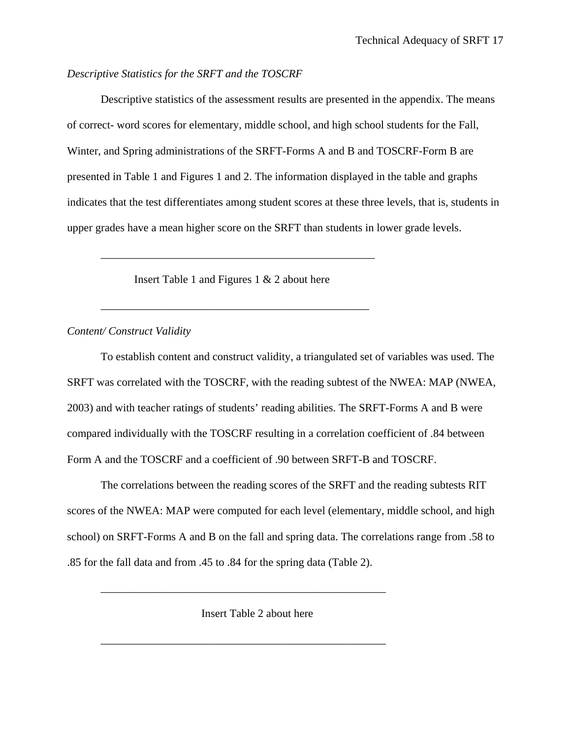*Descriptive Statistics for the SRFT and the TOSCRF*

Descriptive statistics of the assessment results are presented in the appendix. The means of correct- word scores for elementary, middle school, and high school students for the Fall, Winter, and Spring administrations of the SRFT-Forms A and B and TOSCRF-Form B are presented in Table 1 and Figures 1 and 2. The information displayed in the table and graphs indicates that the test differentiates among student scores at these three levels, that is, students in upper grades have a mean higher score on the SRFT than students in lower grade levels.

---

Insert Table 1 and Figures 1 & 2 about here

---

*Content/ Construct Validity*

To establish content and construct validity, a triangulated set of variables was used. The SRFT was correlated with the TOSCRF, with the reading subtest of the NWEA: MAP (NWEA, 2003) and with teacher ratings of students' reading abilities. The SRFT-Forms A and B were compared individually with the TOSCRF resulting in a correlation coefficient of .84 between Form A and the TOSCRF and a coefficient of .90 between SRFT-B and TOSCRF.

The correlations between the reading scores of the SRFT and the reading subtests RIT scores of the NWEA: MAP were computed for each level (elementary, middle school, and high school) on SRFT-Forms A and B on the fall and spring data. The correlations range from .58 to .85 for the fall data and from .45 to .84 for the spring data (Table 2).

---

Insert Table 2 about here

---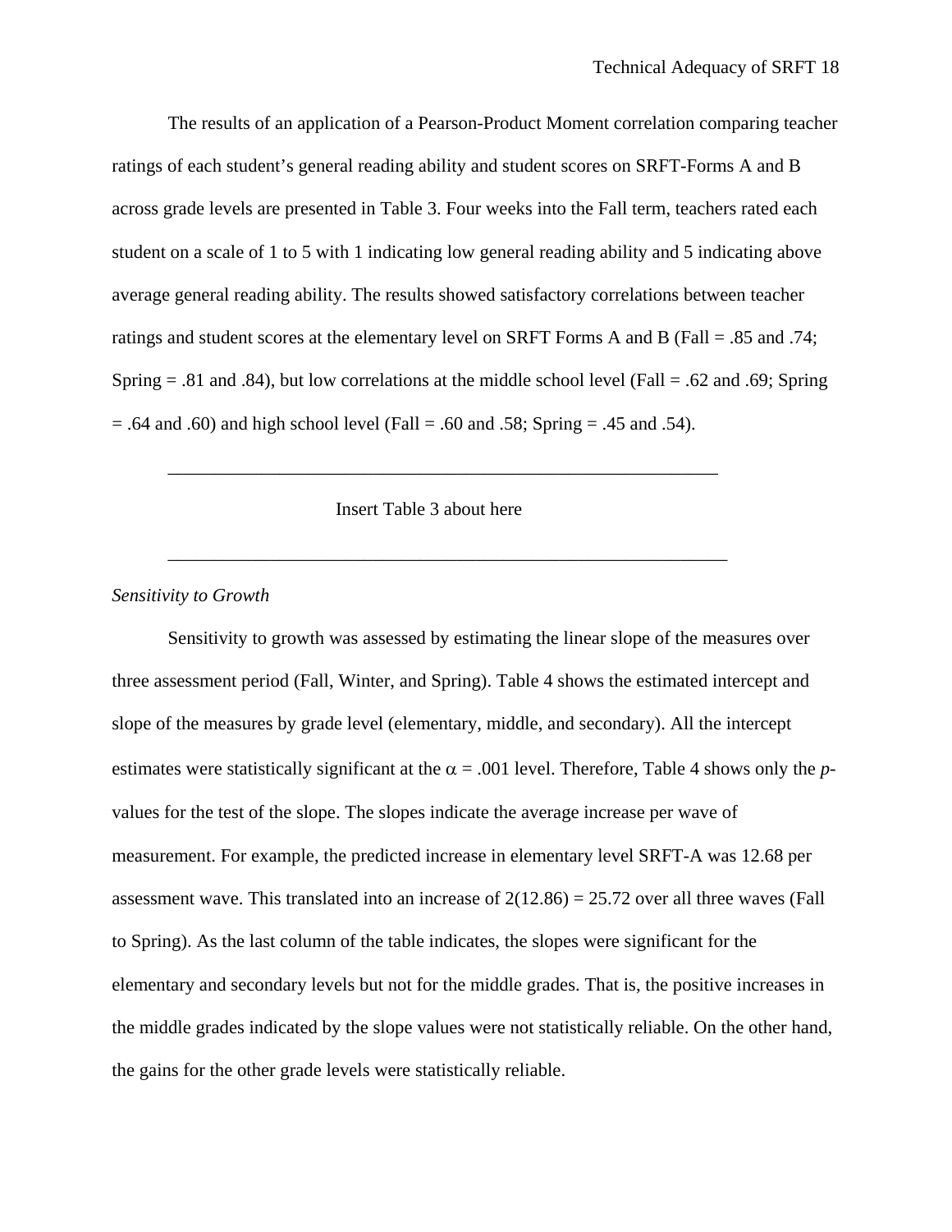The results of an application of a Pearson-Product Moment correlation comparing teacher ratings of each student's general reading ability and student scores on SRFT-Forms A and B across grade levels are presented in Table 3. Four weeks into the Fall term, teachers rated each student on a scale of 1 to 5 with 1 indicating low general reading ability and 5 indicating above average general reading ability. The results showed satisfactory correlations between teacher ratings and student scores at the elementary level on SRFT Forms A and B (Fall = .85 and .74; Spring = .81 and .84), but low correlations at the middle school level (Fall = .62 and .69; Spring = .64 and .60) and high school level (Fall = .60 and .58; Spring = .45 and .54).

---

Insert Table 3 about here

---

*Sensitivity to Growth*

Sensitivity to growth was assessed by estimating the linear slope of the measures over three assessment period (Fall, Winter, and Spring). Table 4 shows the estimated intercept and slope of the measures by grade level (elementary, middle, and secondary). All the intercept estimates were statistically significant at the $\alpha = .001$ level. Therefore, Table 4 shows only the *p*-values for the test of the slope. The slopes indicate the average increase per wave of measurement. For example, the predicted increase in elementary level SRFT-A was 12.68 per assessment wave. This translated into an increase of 2(12.86) = 25.72 over all three waves (Fall to Spring). As the last column of the table indicates, the slopes were significant for the elementary and secondary levels but not for the middle grades. That is, the positive increases in the middle grades indicated by the slope values were not statistically reliable. On the other hand, the gains for the other grade levels were statistically reliable.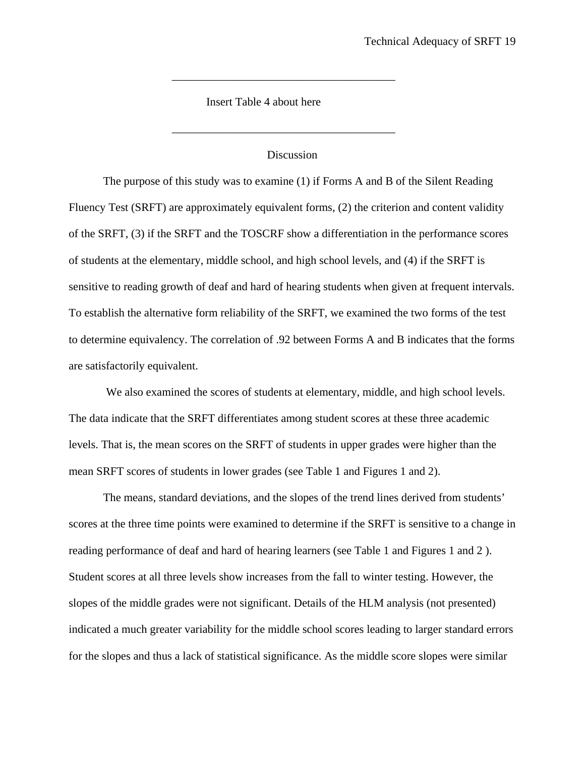---

Insert Table 4 about here

---

## Discussion

The purpose of this study was to examine (1) if Forms A and B of the Silent Reading Fluency Test (SRFT) are approximately equivalent forms, (2) the criterion and content validity of the SRFT, (3) if the SRFT and the TOSCRF show a differentiation in the performance scores of students at the elementary, middle school, and high school levels, and (4) if the SRFT is sensitive to reading growth of deaf and hard of hearing students when given at frequent intervals. To establish the alternative form reliability of the SRFT, we examined the two forms of the test to determine equivalency. The correlation of .92 between Forms A and B indicates that the forms are satisfactorily equivalent.

We also examined the scores of students at elementary, middle, and high school levels. The data indicate that the SRFT differentiates among student scores at these three academic levels. That is, the mean scores on the SRFT of students in upper grades were higher than the mean SRFT scores of students in lower grades (see Table 1 and Figures 1 and 2).

The means, standard deviations, and the slopes of the trend lines derived from students' scores at the three time points were examined to determine if the SRFT is sensitive to a change in reading performance of deaf and hard of hearing learners (see Table 1 and Figures 1 and 2 ). Student scores at all three levels show increases from the fall to winter testing. However, the slopes of the middle grades were not significant. Details of the HLM analysis (not presented) indicated a much greater variability for the middle school scores leading to larger standard errors for the slopes and thus a lack of statistical significance. As the middle score slopes were similar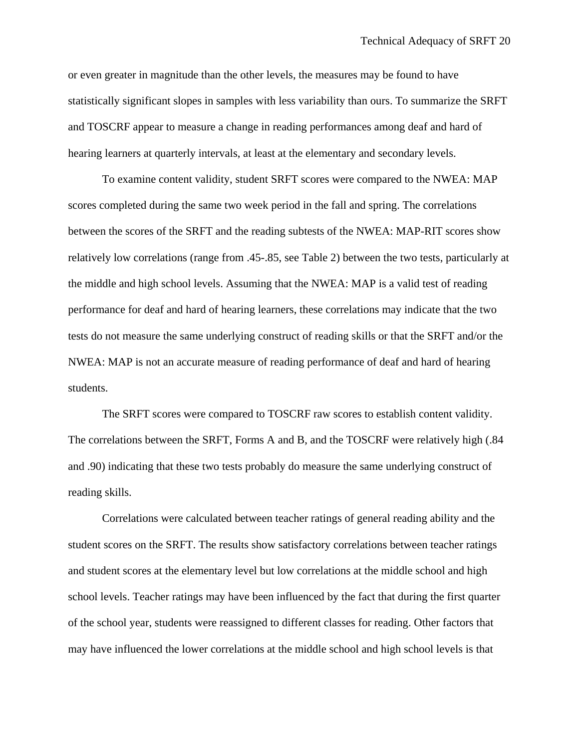or even greater in magnitude than the other levels, the measures may be found to have statistically significant slopes in samples with less variability than ours. To summarize the SRFT and TOSCRF appear to measure a change in reading performances among deaf and hard of hearing learners at quarterly intervals, at least at the elementary and secondary levels.

To examine content validity, student SRFT scores were compared to the NWEA: MAP scores completed during the same two week period in the fall and spring. The correlations between the scores of the SRFT and the reading subtests of the NWEA: MAP-RIT scores show relatively low correlations (range from .45-.85, see Table 2) between the two tests, particularly at the middle and high school levels. Assuming that the NWEA: MAP is a valid test of reading performance for deaf and hard of hearing learners, these correlations may indicate that the two tests do not measure the same underlying construct of reading skills or that the SRFT and/or the NWEA: MAP is not an accurate measure of reading performance of deaf and hard of hearing students.

The SRFT scores were compared to TOSCRF raw scores to establish content validity. The correlations between the SRFT, Forms A and B, and the TOSCRF were relatively high (.84 and .90) indicating that these two tests probably do measure the same underlying construct of reading skills.

Correlations were calculated between teacher ratings of general reading ability and the student scores on the SRFT. The results show satisfactory correlations between teacher ratings and student scores at the elementary level but low correlations at the middle school and high school levels. Teacher ratings may have been influenced by the fact that during the first quarter of the school year, students were reassigned to different classes for reading. Other factors that may have influenced the lower correlations at the middle school and high school levels is that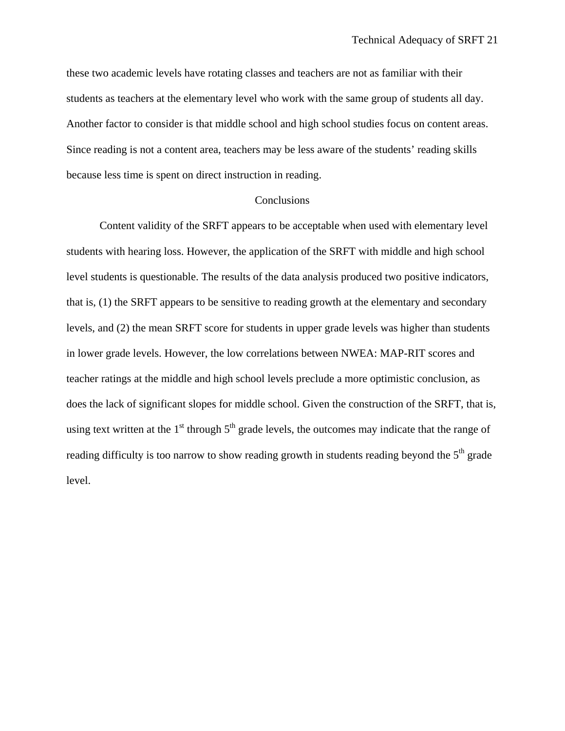these two academic levels have rotating classes and teachers are not as familiar with their students as teachers at the elementary level who work with the same group of students all day. Another factor to consider is that middle school and high school studies focus on content areas. Since reading is not a content area, teachers may be less aware of the students' reading skills because less time is spent on direct instruction in reading.

## Conclusions

Content validity of the SRFT appears to be acceptable when used with elementary level students with hearing loss. However, the application of the SRFT with middle and high school level students is questionable. The results of the data analysis produced two positive indicators, that is, (1) the SRFT appears to be sensitive to reading growth at the elementary and secondary levels, and (2) the mean SRFT score for students in upper grade levels was higher than students in lower grade levels. However, the low correlations between NWEA: MAP-RIT scores and teacher ratings at the middle and high school levels preclude a more optimistic conclusion, as does the lack of significant slopes for middle school. Given the construction of the SRFT, that is, using text written at the 1st through 5th grade levels, the outcomes may indicate that the range of reading difficulty is too narrow to show reading growth in students reading beyond the 5th grade level.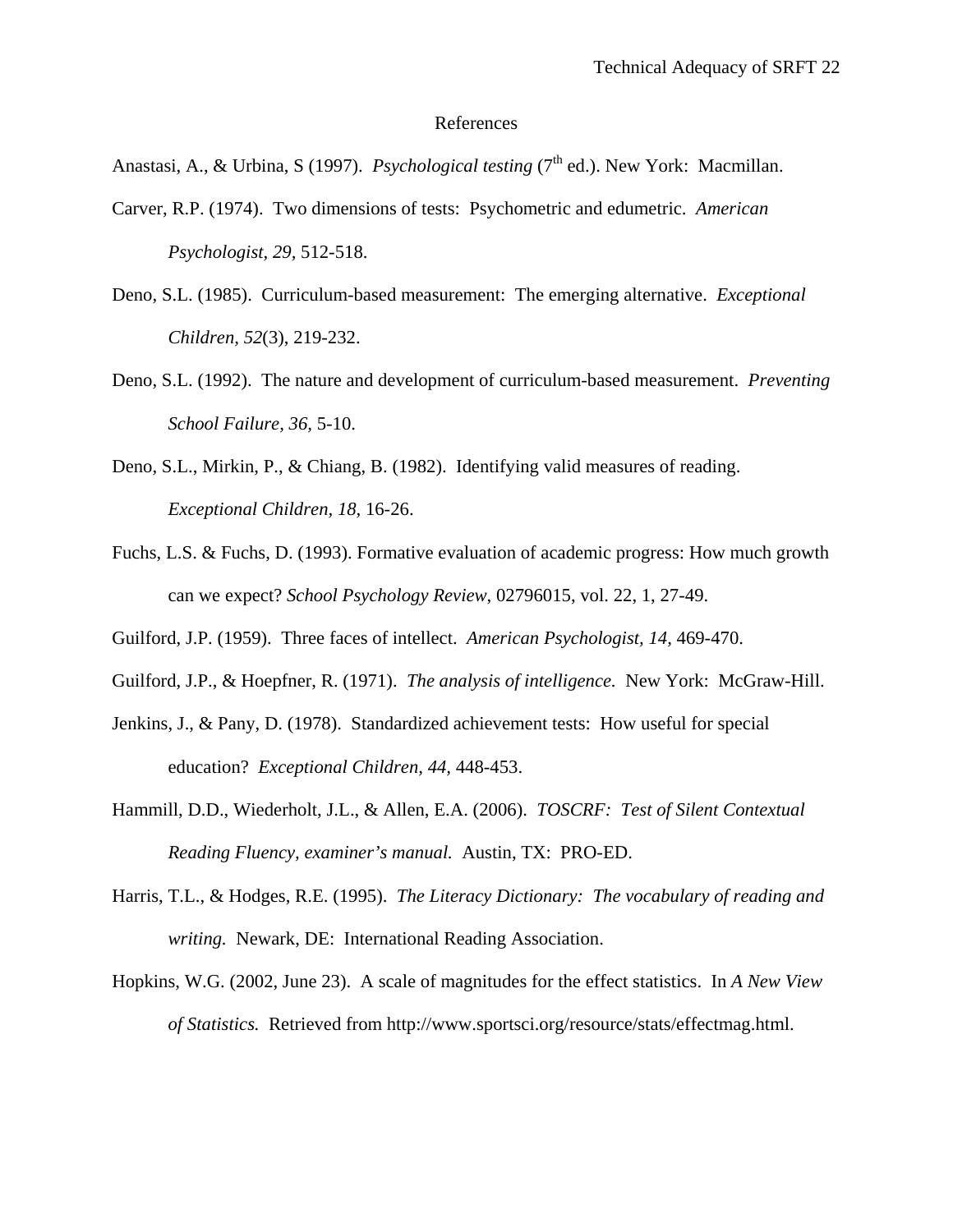# References

Anastasi, A., & Urbina, S (1997). *Psychological testing* (7th ed.). New York: Macmillan.

Carver, R.P. (1974). Two dimensions of tests: Psychometric and edumetric. *American Psychologist, 29,* 512-518.

Deno, S.L. (1985). Curriculum-based measurement: The emerging alternative. *Exceptional Children, 52*(3), 219-232.

Deno, S.L. (1992). The nature and development of curriculum-based measurement. *Preventing School Failure, 36,* 5-10.

Deno, S.L., Mirkin, P., & Chiang, B. (1982). Identifying valid measures of reading. *Exceptional Children, 18,* 16-26.

Fuchs, L.S. & Fuchs, D. (1993). Formative evaluation of academic progress: How much growth can we expect? *School Psychology Review*, 02796015, vol. 22, 1, 27-49.

Guilford, J.P. (1959). Three faces of intellect. *American Psychologist, 14,* 469-470.

Guilford, J.P., & Hoepfner, R. (1971). *The analysis of intelligence.* New York: McGraw-Hill.

Jenkins, J., & Pany, D. (1978). Standardized achievement tests: How useful for special education? *Exceptional Children, 44,* 448-453.

Hammill, D.D., Wiederholt, J.L., & Allen, E.A. (2006). *TOSCRF: Test of Silent Contextual Reading Fluency, examiner's manual.* Austin, TX: PRO-ED.

Harris, T.L., & Hodges, R.E. (1995). *The Literacy Dictionary: The vocabulary of reading and writing.* Newark, DE: International Reading Association.

Hopkins, W.G. (2002, June 23). A scale of magnitudes for the effect statistics. In *A New View of Statistics.* Retrieved from http://www.sportsci.org/resource/stats/effectmag.html.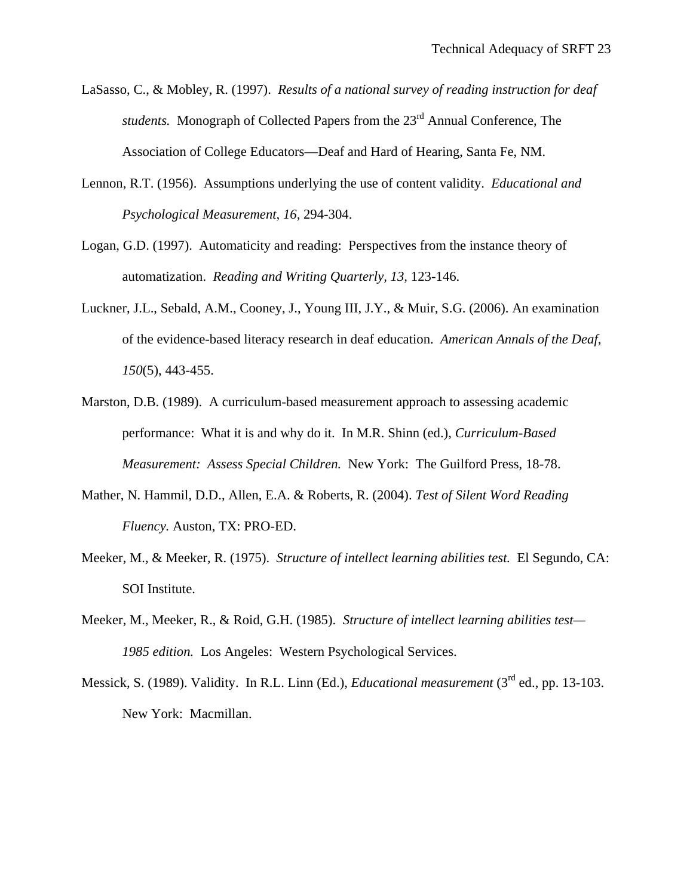LaSasso, C., & Mobley, R. (1997). *Results of a national survey of reading instruction for deaf students.* Monograph of Collected Papers from the 23rd Annual Conference, The Association of College Educators—Deaf and Hard of Hearing, Santa Fe, NM.

Lennon, R.T. (1956). Assumptions underlying the use of content validity. *Educational and Psychological Measurement, 16,* 294-304.

Logan, G.D. (1997). Automaticity and reading: Perspectives from the instance theory of automatization. *Reading and Writing Quarterly, 13,* 123-146.

Luckner, J.L., Sebald, A.M., Cooney, J., Young III, J.Y., & Muir, S.G. (2006). An examination of the evidence-based literacy research in deaf education. *American Annals of the Deaf, 150*(5), 443-455.

Marston, D.B. (1989). A curriculum-based measurement approach to assessing academic performance: What it is and why do it. In M.R. Shinn (ed.), *Curriculum-Based Measurement: Assess Special Children.* New York: The Guilford Press, 18-78.

Mather, N. Hammil, D.D., Allen, E.A. & Roberts, R. (2004). *Test of Silent Word Reading Fluency.* Auston, TX: PRO-ED.

Meeker, M., & Meeker, R. (1975). *Structure of intellect learning abilities test.* El Segundo, CA: SOI Institute.

Meeker, M., Meeker, R., & Roid, G.H. (1985). *Structure of intellect learning abilities test—1985 edition.* Los Angeles: Western Psychological Services.

Messick, S. (1989). Validity. In R.L. Linn (Ed.), *Educational measurement* (3rd ed., pp. 13-103. New York: Macmillan.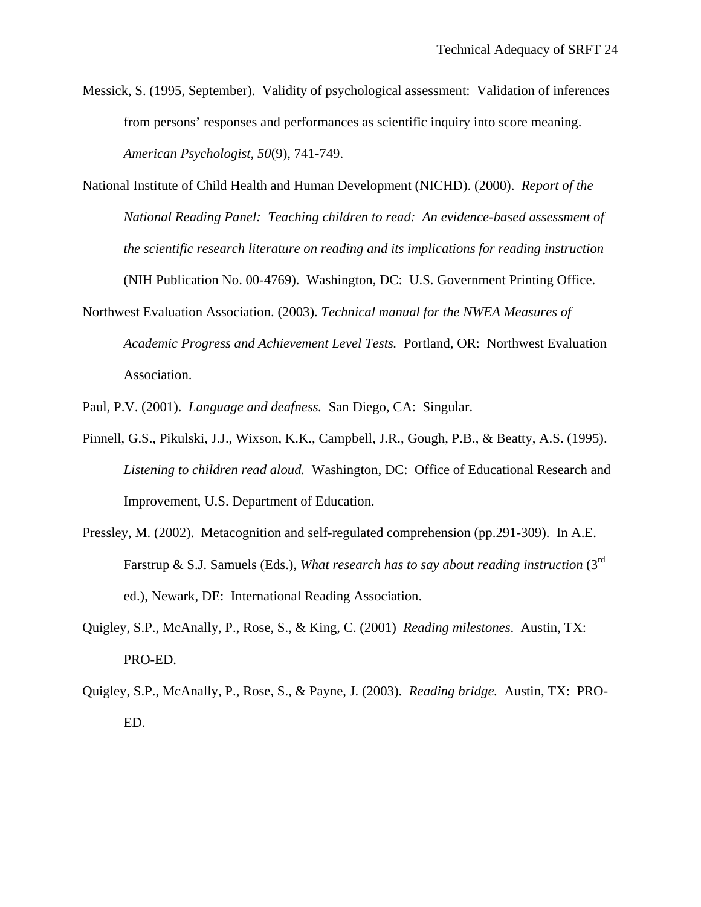Messick, S. (1995, September). Validity of psychological assessment: Validation of inferences from persons' responses and performances as scientific inquiry into score meaning. *American Psychologist, 50*(9), 741-749.

National Institute of Child Health and Human Development (NICHD). (2000). *Report of the National Reading Panel: Teaching children to read: An evidence-based assessment of the scientific research literature on reading and its implications for reading instruction* (NIH Publication No. 00-4769). Washington, DC: U.S. Government Printing Office.

Northwest Evaluation Association. (2003). *Technical manual for the NWEA Measures of Academic Progress and Achievement Level Tests.* Portland, OR: Northwest Evaluation Association.

Paul, P.V. (2001). *Language and deafness.* San Diego, CA: Singular.

Pinnell, G.S., Pikulski, J.J., Wixson, K.K., Campbell, J.R., Gough, P.B., & Beatty, A.S. (1995). *Listening to children read aloud.* Washington, DC: Office of Educational Research and Improvement, U.S. Department of Education.

Pressley, M. (2002). Metacognition and self-regulated comprehension (pp.291-309). In A.E. Farstrup & S.J. Samuels (Eds.), *What research has to say about reading instruction* (3rd ed.), Newark, DE: International Reading Association.

Quigley, S.P., McAnally, P., Rose, S., & King, C. (2001) *Reading milestones*. Austin, TX: PRO-ED.

Quigley, S.P., McAnally, P., Rose, S., & Payne, J. (2003). *Reading bridge.* Austin, TX: PRO-ED.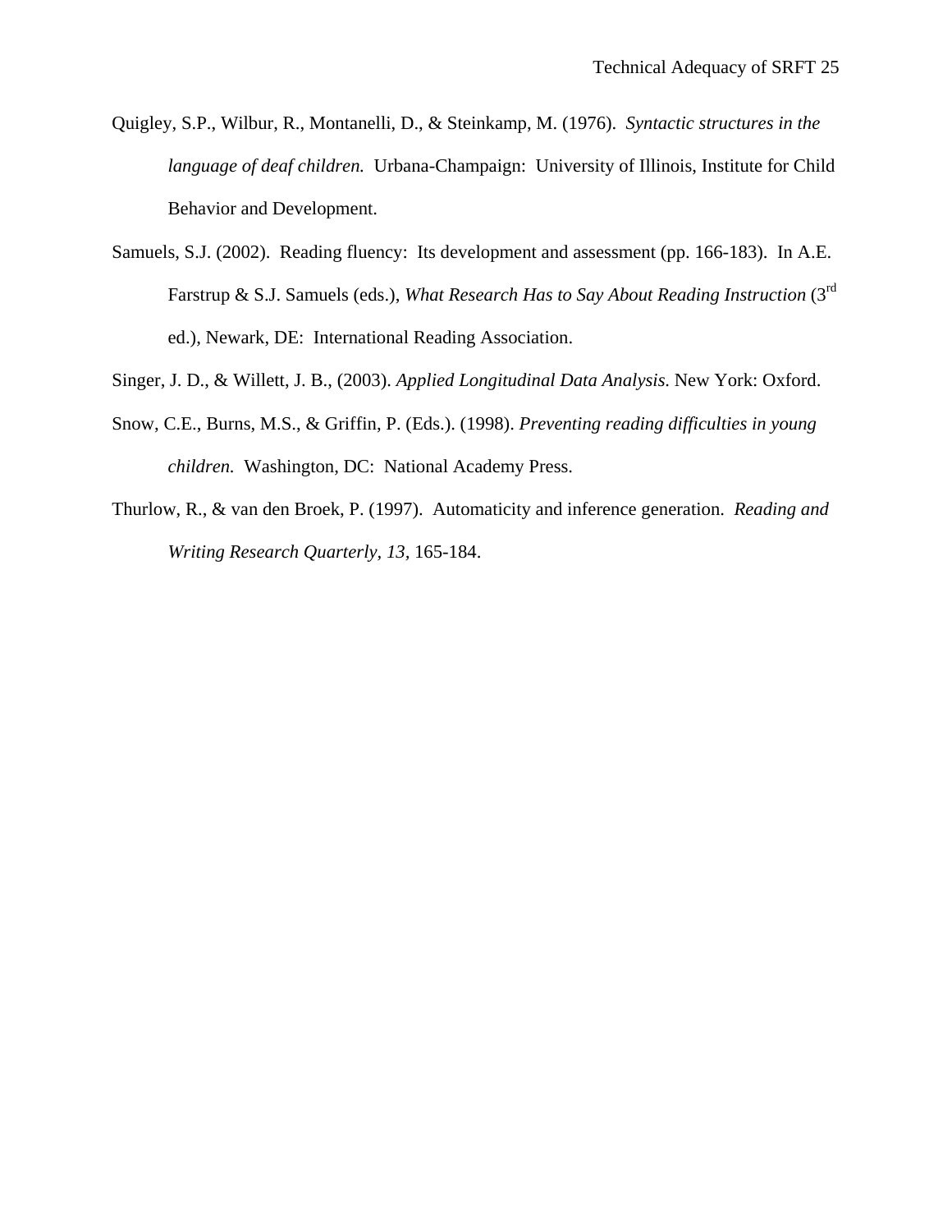Quigley, S.P., Wilbur, R., Montanelli, D., & Steinkamp, M. (1976). *Syntactic structures in the language of deaf children.* Urbana-Champaign: University of Illinois, Institute for Child Behavior and Development.

Samuels, S.J. (2002). Reading fluency: Its development and assessment (pp. 166-183). In A.E. Farstrup & S.J. Samuels (eds.), *What Research Has to Say About Reading Instruction* (3rd ed.), Newark, DE: International Reading Association.

Singer, J. D., & Willett, J. B., (2003). *Applied Longitudinal Data Analysis.* New York: Oxford.

Snow, C.E., Burns, M.S., & Griffin, P. (Eds.). (1998). *Preventing reading difficulties in young children.* Washington, DC: National Academy Press.

Thurlow, R., & van den Broek, P. (1997). Automaticity and inference generation. *Reading and Writing Research Quarterly, 13,* 165-184.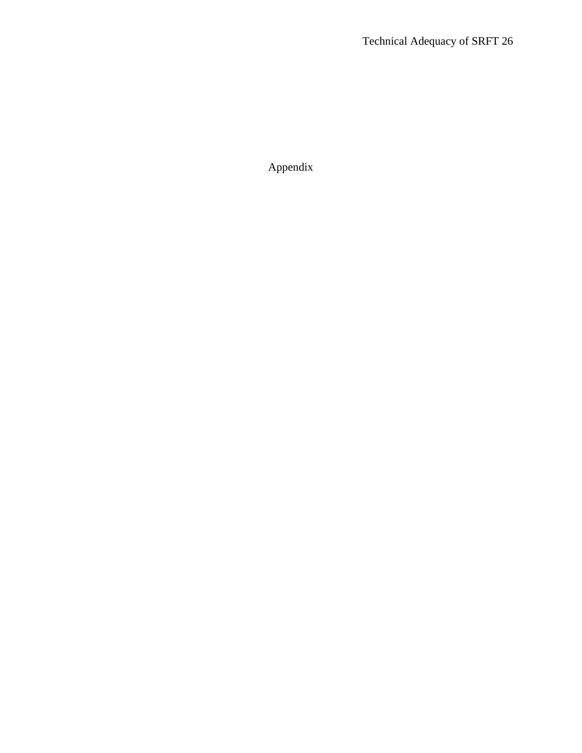# Appendix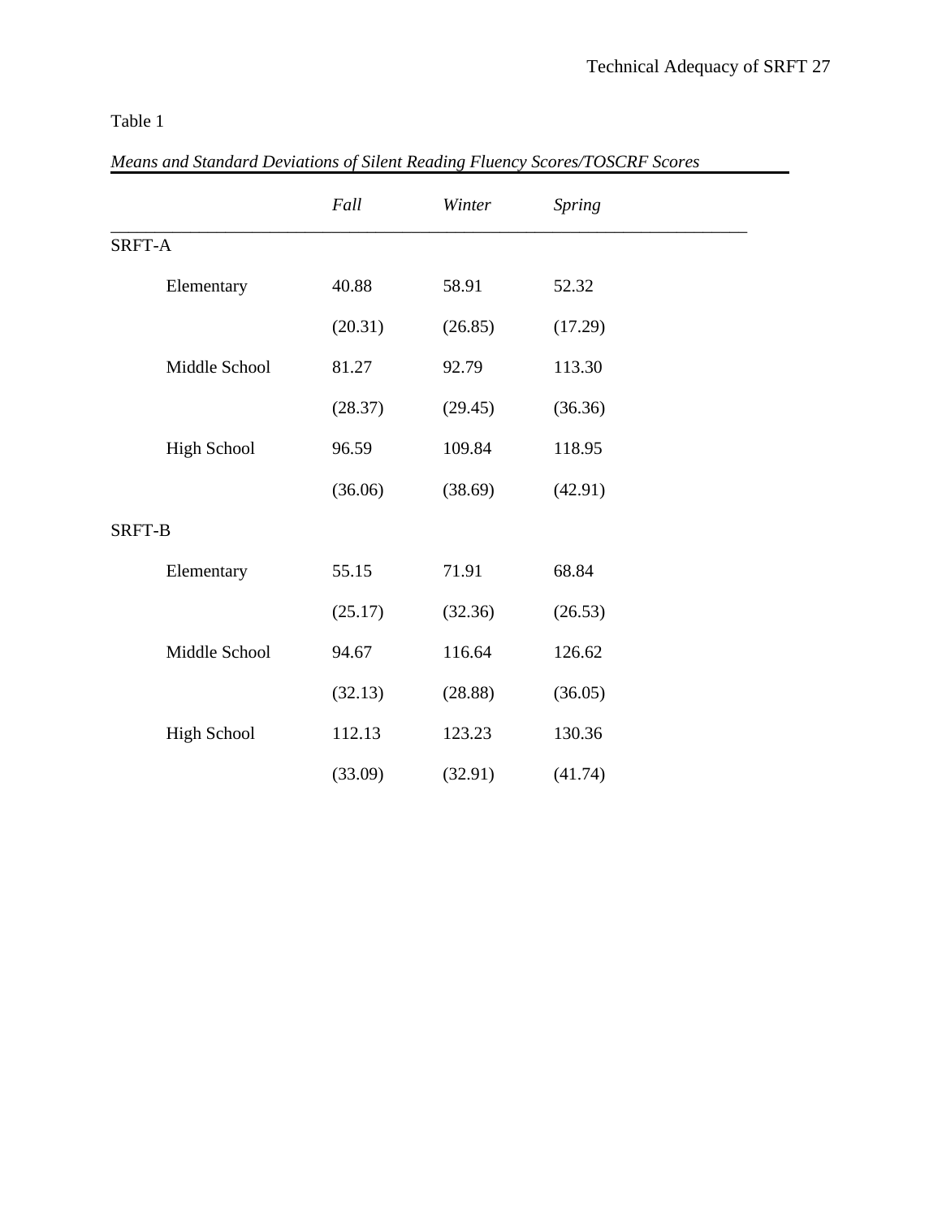Table 1

*Means and Standard Deviations of Silent Reading Fluency Scores/TOSCRF Scores*

| | *Fall* | *Winter* | *Spring* |
|---|---|---|---|
| SRFT-A | | | |
| Elementary | 40.88 | 58.91 | 52.32 |
| | (20.31) | (26.85) | (17.29) |
| Middle School | 81.27 | 92.79 | 113.30 |
| | (28.37) | (29.45) | (36.36) |
| High School | 96.59 | 109.84 | 118.95 |
| | (36.06) | (38.69) | (42.91) |
| SRFT-B | | | |
| Elementary | 55.15 | 71.91 | 68.84 |
| | (25.17) | (32.36) | (26.53) |
| Middle School | 94.67 | 116.64 | 126.62 |
| | (32.13) | (28.88) | (36.05) |
| High School | 112.13 | 123.23 | 130.36 |
| | (33.09) | (32.91) | (41.74) |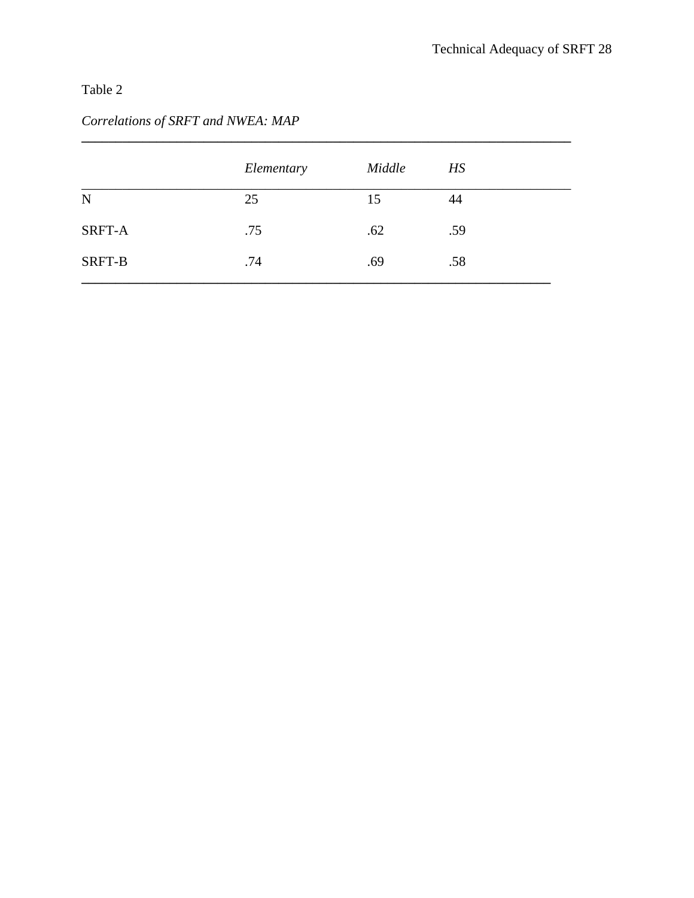Table 2

*Correlations of SRFT and NWEA: MAP*

| | *Elementary* | *Middle* | *HS* |
|---|---|---|---|
| N | 25 | 15 | 44 |
| SRFT-A | .75 | .62 | .59 |
| SRFT-B | .74 | .69 | .58 |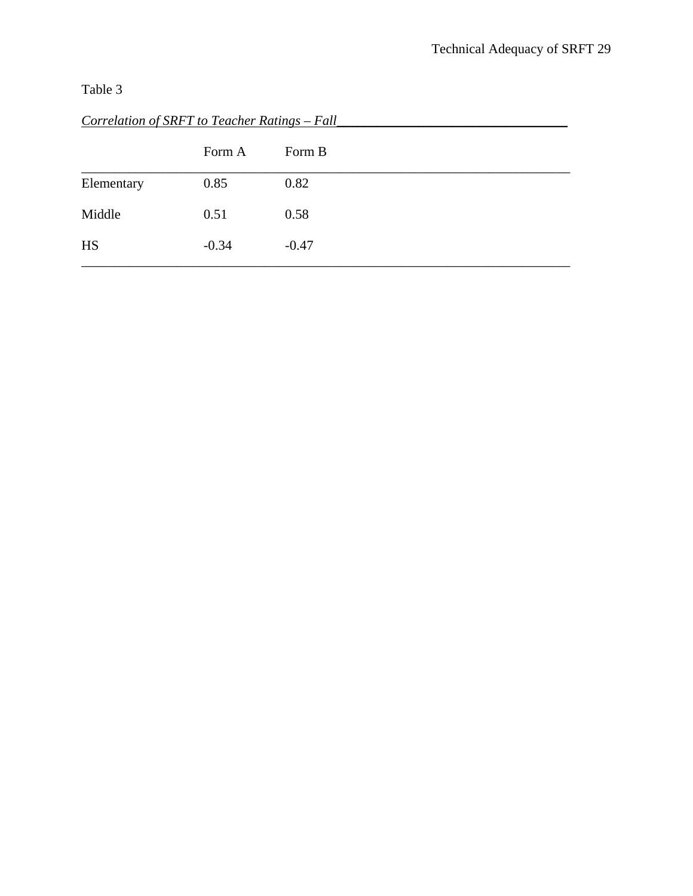Table 3

*Correlation of SRFT to Teacher Ratings – Fall*

| | Form A | Form B |
|---|---|---|
| Elementary | 0.85 | 0.82 |
| Middle | 0.51 | 0.58 |
| HS | -0.34 | -0.47 |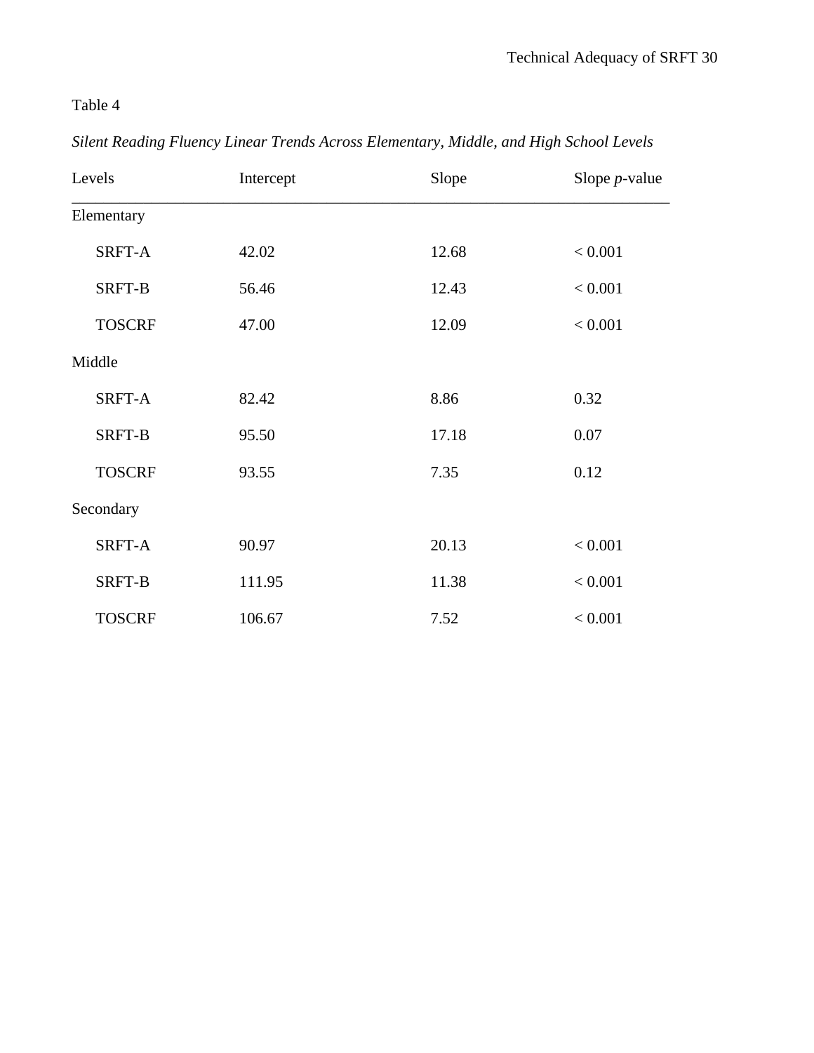Table 4

*Silent Reading Fluency Linear Trends Across Elementary, Middle, and High School Levels*

| Levels | Intercept | Slope | Slope *p*-value |
|---|---|---|---|
| Elementary | | | |
| SRFT-A | 42.02 | 12.68 | < 0.001 |
| SRFT-B | 56.46 | 12.43 | < 0.001 |
| TOSCRF | 47.00 | 12.09 | < 0.001 |
| Middle | | | |
| SRFT-A | 82.42 | 8.86 | 0.32 |
| SRFT-B | 95.50 | 17.18 | 0.07 |
| TOSCRF | 93.55 | 7.35 | 0.12 |
| Secondary | | | |
| SRFT-A | 90.97 | 20.13 | < 0.001 |
| SRFT-B | 111.95 | 11.38 | < 0.001 |
| TOSCRF | 106.67 | 7.52 | < 0.001 |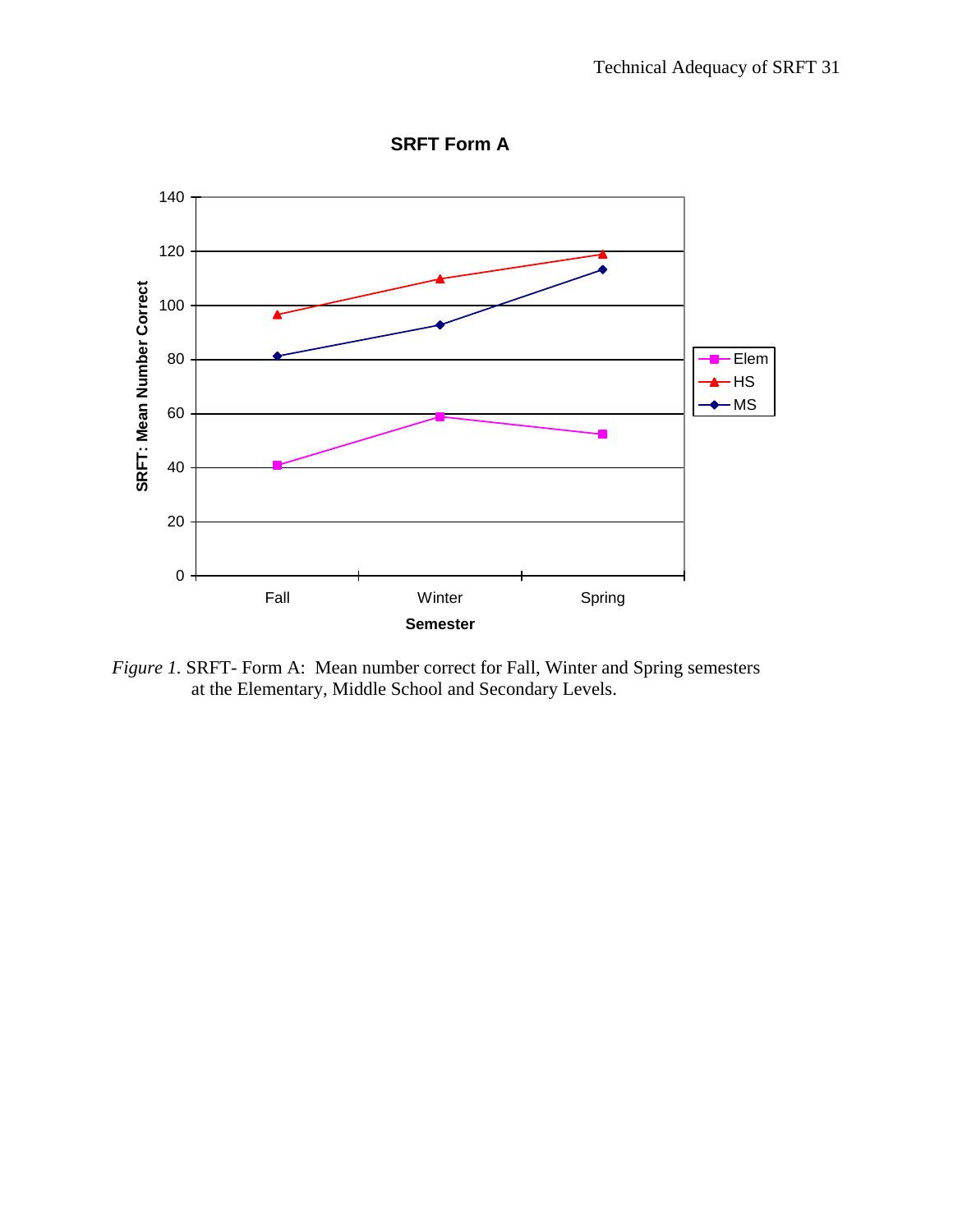*Figure 1.* SRFT- Form A: Mean number correct for Fall, Winter and Spring semesters at the Elementary, Middle School and Secondary Levels.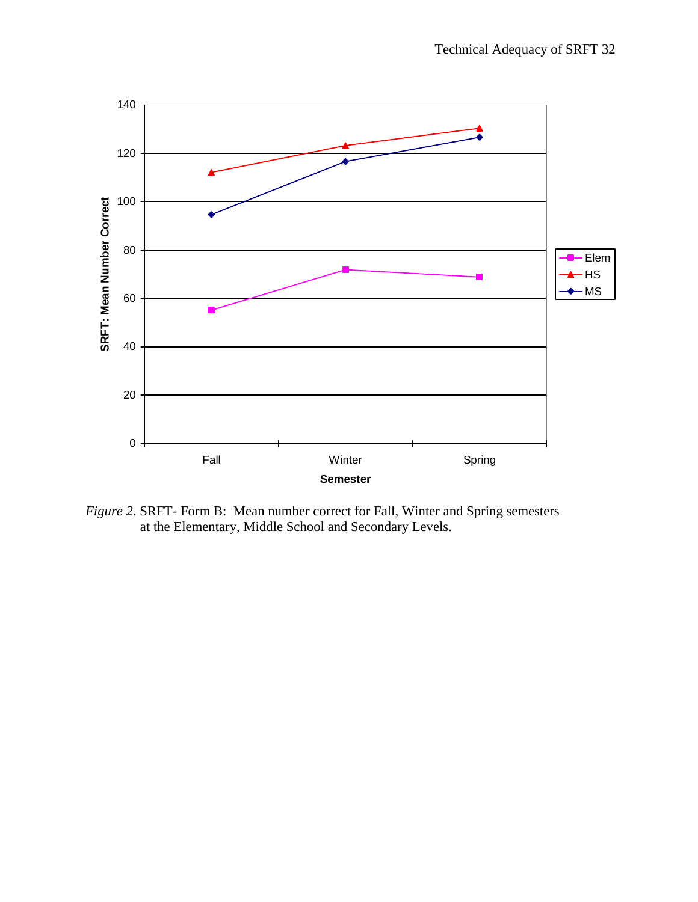140
120
100
80
60
40
20
0

SRFT: Mean Number Correct

Fall
Winter
Spring

Semester

Elem
HS
MS

*Figure 2.* SRFT- Form B: Mean number correct for Fall, Winter and Spring semesters at the Elementary, Middle School and Secondary Levels.